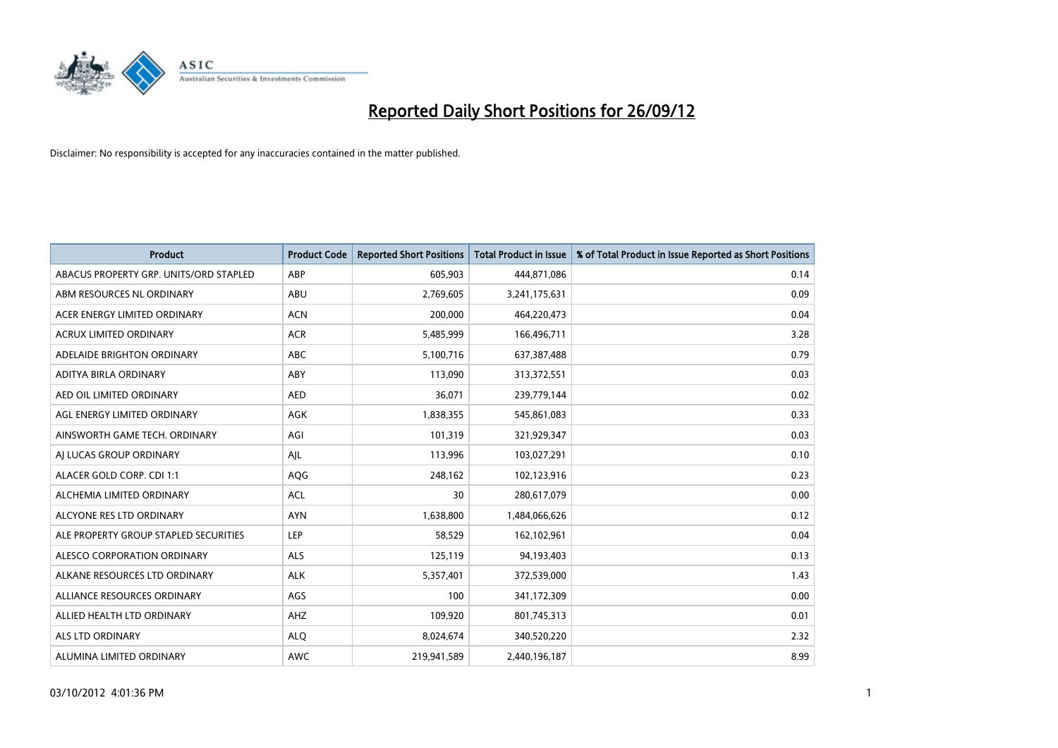# Reported Daily Short Positions for 26/09/12

Disclaimer: No responsibility is accepted for any inaccuracies contained in the matter published.

| Product | Product Code | Reported Short Positions | Total Product in Issue | % of Total Product in Issue Reported as Short Positions |
|---|---|---|---|---|
| ABACUS PROPERTY GRP. UNITS/ORD STAPLED | ABP | 605,903 | 444,871,086 | 0.14 |
| ABM RESOURCES NL ORDINARY | ABU | 2,769,605 | 3,241,175,631 | 0.09 |
| ACER ENERGY LIMITED ORDINARY | ACN | 200,000 | 464,220,473 | 0.04 |
| ACRUX LIMITED ORDINARY | ACR | 5,485,999 | 166,496,711 | 3.28 |
| ADELAIDE BRIGHTON ORDINARY | ABC | 5,100,716 | 637,387,488 | 0.79 |
| ADITYA BIRLA ORDINARY | ABY | 113,090 | 313,372,551 | 0.03 |
| AED OIL LIMITED ORDINARY | AED | 36,071 | 239,779,144 | 0.02 |
| AGL ENERGY LIMITED ORDINARY | AGK | 1,838,355 | 545,861,083 | 0.33 |
| AINSWORTH GAME TECH. ORDINARY | AGI | 101,319 | 321,929,347 | 0.03 |
| AJ LUCAS GROUP ORDINARY | AJL | 113,996 | 103,027,291 | 0.10 |
| ALACER GOLD CORP. CDI 1:1 | AQG | 248,162 | 102,123,916 | 0.23 |
| ALCHEMIA LIMITED ORDINARY | ACL | 30 | 280,617,079 | 0.00 |
| ALCYONE RES LTD ORDINARY | AYN | 1,638,800 | 1,484,066,626 | 0.12 |
| ALE PROPERTY GROUP STAPLED SECURITIES | LEP | 58,529 | 162,102,961 | 0.04 |
| ALESCO CORPORATION ORDINARY | ALS | 125,119 | 94,193,403 | 0.13 |
| ALKANE RESOURCES LTD ORDINARY | ALK | 5,357,401 | 372,539,000 | 1.43 |
| ALLIANCE RESOURCES ORDINARY | AGS | 100 | 341,172,309 | 0.00 |
| ALLIED HEALTH LTD ORDINARY | AHZ | 109,920 | 801,745,313 | 0.01 |
| ALS LTD ORDINARY | ALQ | 8,024,674 | 340,520,220 | 2.32 |
| ALUMINA LIMITED ORDINARY | AWC | 219,941,589 | 2,440,196,187 | 8.99 |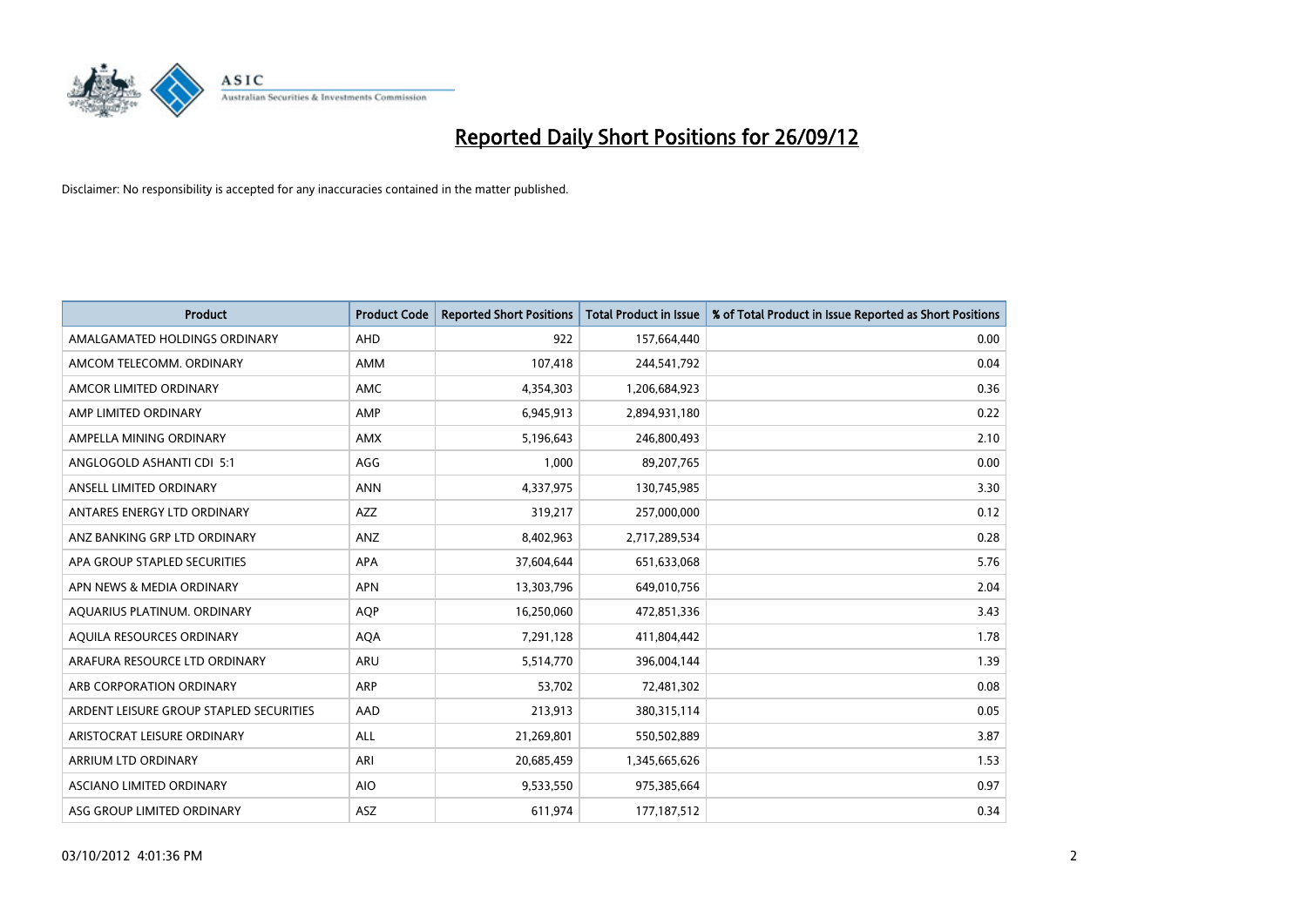# Reported Daily Short Positions for 26/09/12

Disclaimer: No responsibility is accepted for any inaccuracies contained in the matter published.

| Product | Product Code | Reported Short Positions | Total Product in Issue | % of Total Product in Issue Reported as Short Positions |
|---|---|---|---|---|
| AMALGAMATED HOLDINGS ORDINARY | AHD | 922 | 157,664,440 | 0.00 |
| AMCOM TELECOMM. ORDINARY | AMM | 107,418 | 244,541,792 | 0.04 |
| AMCOR LIMITED ORDINARY | AMC | 4,354,303 | 1,206,684,923 | 0.36 |
| AMP LIMITED ORDINARY | AMP | 6,945,913 | 2,894,931,180 | 0.22 |
| AMPELLA MINING ORDINARY | AMX | 5,196,643 | 246,800,493 | 2.10 |
| ANGLOGOLD ASHANTI CDI 5:1 | AGG | 1,000 | 89,207,765 | 0.00 |
| ANSELL LIMITED ORDINARY | ANN | 4,337,975 | 130,745,985 | 3.30 |
| ANTARES ENERGY LTD ORDINARY | AZZ | 319,217 | 257,000,000 | 0.12 |
| ANZ BANKING GRP LTD ORDINARY | ANZ | 8,402,963 | 2,717,289,534 | 0.28 |
| APA GROUP STAPLED SECURITIES | APA | 37,604,644 | 651,633,068 | 5.76 |
| APN NEWS & MEDIA ORDINARY | APN | 13,303,796 | 649,010,756 | 2.04 |
| AQUARIUS PLATINUM. ORDINARY | AQP | 16,250,060 | 472,851,336 | 3.43 |
| AQUILA RESOURCES ORDINARY | AQA | 7,291,128 | 411,804,442 | 1.78 |
| ARAFURA RESOURCE LTD ORDINARY | ARU | 5,514,770 | 396,004,144 | 1.39 |
| ARB CORPORATION ORDINARY | ARP | 53,702 | 72,481,302 | 0.08 |
| ARDENT LEISURE GROUP STAPLED SECURITIES | AAD | 213,913 | 380,315,114 | 0.05 |
| ARISTOCRAT LEISURE ORDINARY | ALL | 21,269,801 | 550,502,889 | 3.87 |
| ARRIUM LTD ORDINARY | ARI | 20,685,459 | 1,345,665,626 | 1.53 |
| ASCIANO LIMITED ORDINARY | AIO | 9,533,550 | 975,385,664 | 0.97 |
| ASG GROUP LIMITED ORDINARY | ASZ | 611,974 | 177,187,512 | 0.34 |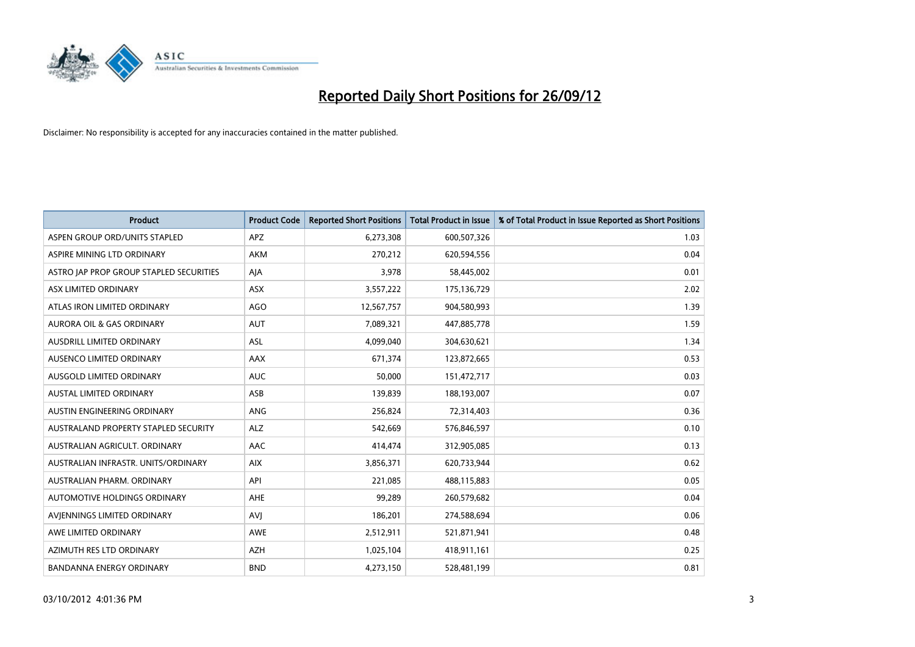# Reported Daily Short Positions for 26/09/12

Disclaimer: No responsibility is accepted for any inaccuracies contained in the matter published.

| Product | Product Code | Reported Short Positions | Total Product in Issue | % of Total Product in Issue Reported as Short Positions |
|---|---|---|---|---|
| ASPEN GROUP ORD/UNITS STAPLED | APZ | 6,273,308 | 600,507,326 | 1.03 |
| ASPIRE MINING LTD ORDINARY | AKM | 270,212 | 620,594,556 | 0.04 |
| ASTRO JAP PROP GROUP STAPLED SECURITIES | AJA | 3,978 | 58,445,002 | 0.01 |
| ASX LIMITED ORDINARY | ASX | 3,557,222 | 175,136,729 | 2.02 |
| ATLAS IRON LIMITED ORDINARY | AGO | 12,567,757 | 904,580,993 | 1.39 |
| AURORA OIL & GAS ORDINARY | AUT | 7,089,321 | 447,885,778 | 1.59 |
| AUSDRILL LIMITED ORDINARY | ASL | 4,099,040 | 304,630,621 | 1.34 |
| AUSENCO LIMITED ORDINARY | AAX | 671,374 | 123,872,665 | 0.53 |
| AUSGOLD LIMITED ORDINARY | AUC | 50,000 | 151,472,717 | 0.03 |
| AUSTAL LIMITED ORDINARY | ASB | 139,839 | 188,193,007 | 0.07 |
| AUSTIN ENGINEERING ORDINARY | ANG | 256,824 | 72,314,403 | 0.36 |
| AUSTRALAND PROPERTY STAPLED SECURITY | ALZ | 542,669 | 576,846,597 | 0.10 |
| AUSTRALIAN AGRICULT. ORDINARY | AAC | 414,474 | 312,905,085 | 0.13 |
| AUSTRALIAN INFRASTR. UNITS/ORDINARY | AIX | 3,856,371 | 620,733,944 | 0.62 |
| AUSTRALIAN PHARM. ORDINARY | API | 221,085 | 488,115,883 | 0.05 |
| AUTOMOTIVE HOLDINGS ORDINARY | AHE | 99,289 | 260,579,682 | 0.04 |
| AVJENNINGS LIMITED ORDINARY | AVJ | 186,201 | 274,588,694 | 0.06 |
| AWE LIMITED ORDINARY | AWE | 2,512,911 | 521,871,941 | 0.48 |
| AZIMUTH RES LTD ORDINARY | AZH | 1,025,104 | 418,911,161 | 0.25 |
| BANDANNA ENERGY ORDINARY | BND | 4,273,150 | 528,481,199 | 0.81 |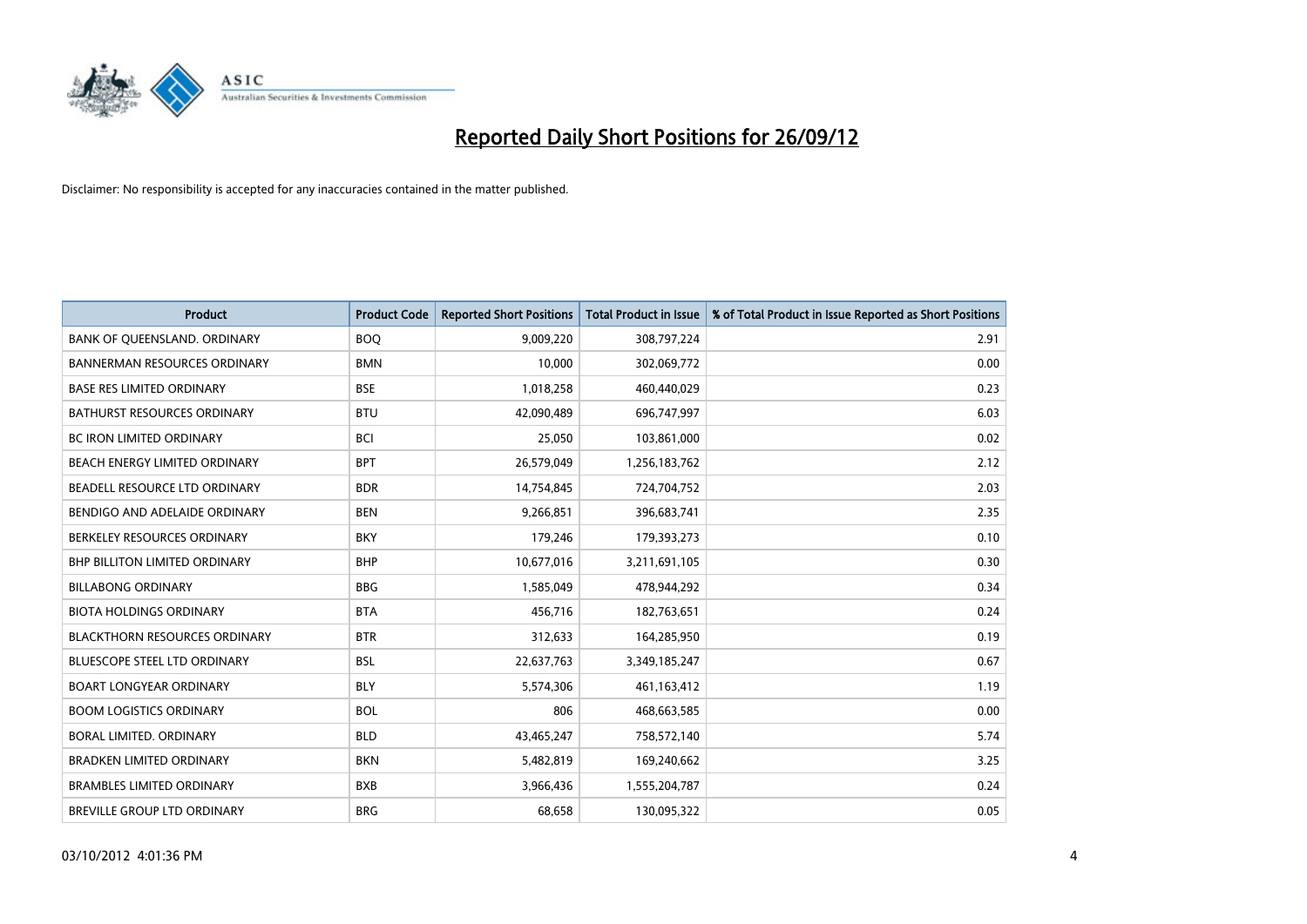# Reported Daily Short Positions for 26/09/12

Disclaimer: No responsibility is accepted for any inaccuracies contained in the matter published.

| Product | Product Code | Reported Short Positions | Total Product in Issue | % of Total Product in Issue Reported as Short Positions |
|---|---|---|---|---|
| BANK OF QUEENSLAND. ORDINARY | BOQ | 9,009,220 | 308,797,224 | 2.91 |
| BANNERMAN RESOURCES ORDINARY | BMN | 10,000 | 302,069,772 | 0.00 |
| BASE RES LIMITED ORDINARY | BSE | 1,018,258 | 460,440,029 | 0.23 |
| BATHURST RESOURCES ORDINARY | BTU | 42,090,489 | 696,747,997 | 6.03 |
| BC IRON LIMITED ORDINARY | BCI | 25,050 | 103,861,000 | 0.02 |
| BEACH ENERGY LIMITED ORDINARY | BPT | 26,579,049 | 1,256,183,762 | 2.12 |
| BEADELL RESOURCE LTD ORDINARY | BDR | 14,754,845 | 724,704,752 | 2.03 |
| BENDIGO AND ADELAIDE ORDINARY | BEN | 9,266,851 | 396,683,741 | 2.35 |
| BERKELEY RESOURCES ORDINARY | BKY | 179,246 | 179,393,273 | 0.10 |
| BHP BILLITON LIMITED ORDINARY | BHP | 10,677,016 | 3,211,691,105 | 0.30 |
| BILLABONG ORDINARY | BBG | 1,585,049 | 478,944,292 | 0.34 |
| BIOTA HOLDINGS ORDINARY | BTA | 456,716 | 182,763,651 | 0.24 |
| BLACKTHORN RESOURCES ORDINARY | BTR | 312,633 | 164,285,950 | 0.19 |
| BLUESCOPE STEEL LTD ORDINARY | BSL | 22,637,763 | 3,349,185,247 | 0.67 |
| BOART LONGYEAR ORDINARY | BLY | 5,574,306 | 461,163,412 | 1.19 |
| BOOM LOGISTICS ORDINARY | BOL | 806 | 468,663,585 | 0.00 |
| BORAL LIMITED. ORDINARY | BLD | 43,465,247 | 758,572,140 | 5.74 |
| BRADKEN LIMITED ORDINARY | BKN | 5,482,819 | 169,240,662 | 3.25 |
| BRAMBLES LIMITED ORDINARY | BXB | 3,966,436 | 1,555,204,787 | 0.24 |
| BREVILLE GROUP LTD ORDINARY | BRG | 68,658 | 130,095,322 | 0.05 |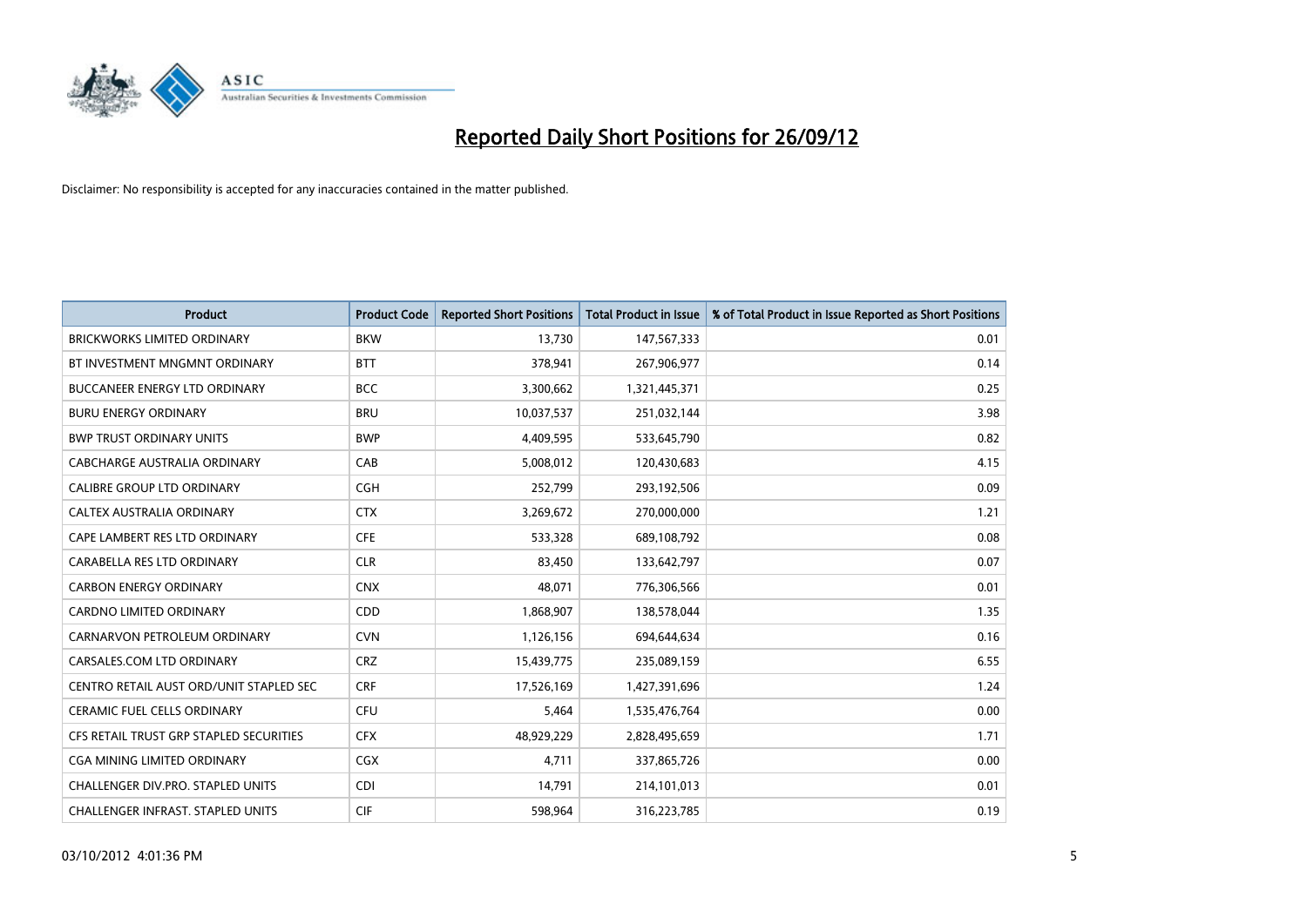# Reported Daily Short Positions for 26/09/12

Disclaimer: No responsibility is accepted for any inaccuracies contained in the matter published.

| Product | Product Code | Reported Short Positions | Total Product in Issue | % of Total Product in Issue Reported as Short Positions |
|---|---|---|---|---|
| BRICKWORKS LIMITED ORDINARY | BKW | 13,730 | 147,567,333 | 0.01 |
| BT INVESTMENT MNGMNT ORDINARY | BTT | 378,941 | 267,906,977 | 0.14 |
| BUCCANEER ENERGY LTD ORDINARY | BCC | 3,300,662 | 1,321,445,371 | 0.25 |
| BURU ENERGY ORDINARY | BRU | 10,037,537 | 251,032,144 | 3.98 |
| BWP TRUST ORDINARY UNITS | BWP | 4,409,595 | 533,645,790 | 0.82 |
| CABCHARGE AUSTRALIA ORDINARY | CAB | 5,008,012 | 120,430,683 | 4.15 |
| CALIBRE GROUP LTD ORDINARY | CGH | 252,799 | 293,192,506 | 0.09 |
| CALTEX AUSTRALIA ORDINARY | CTX | 3,269,672 | 270,000,000 | 1.21 |
| CAPE LAMBERT RES LTD ORDINARY | CFE | 533,328 | 689,108,792 | 0.08 |
| CARABELLA RES LTD ORDINARY | CLR | 83,450 | 133,642,797 | 0.07 |
| CARBON ENERGY ORDINARY | CNX | 48,071 | 776,306,566 | 0.01 |
| CARDNO LIMITED ORDINARY | CDD | 1,868,907 | 138,578,044 | 1.35 |
| CARNARVON PETROLEUM ORDINARY | CVN | 1,126,156 | 694,644,634 | 0.16 |
| CARSALES.COM LTD ORDINARY | CRZ | 15,439,775 | 235,089,159 | 6.55 |
| CENTRO RETAIL AUST ORD/UNIT STAPLED SEC | CRF | 17,526,169 | 1,427,391,696 | 1.24 |
| CERAMIC FUEL CELLS ORDINARY | CFU | 5,464 | 1,535,476,764 | 0.00 |
| CFS RETAIL TRUST GRP STAPLED SECURITIES | CFX | 48,929,229 | 2,828,495,659 | 1.71 |
| CGA MINING LIMITED ORDINARY | CGX | 4,711 | 337,865,726 | 0.00 |
| CHALLENGER DIV.PRO. STAPLED UNITS | CDI | 14,791 | 214,101,013 | 0.01 |
| CHALLENGER INFRAST. STAPLED UNITS | CIF | 598,964 | 316,223,785 | 0.19 |

03/10/2012 4:01:36 PM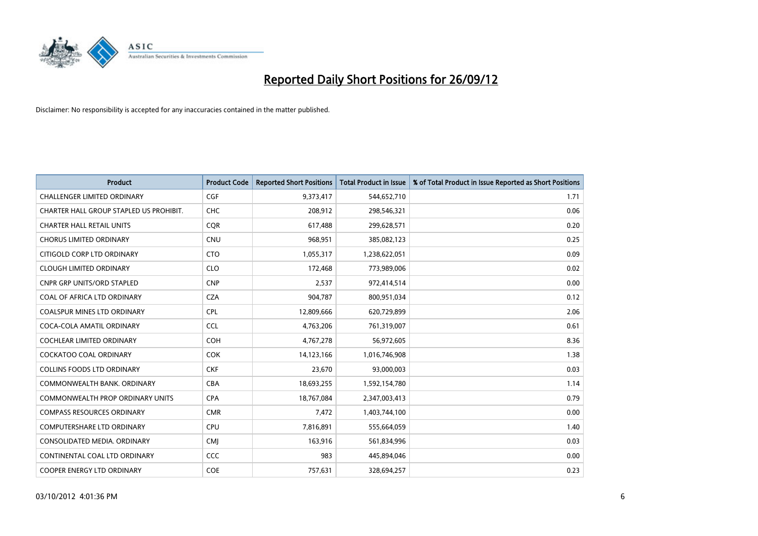# Reported Daily Short Positions for 26/09/12

Disclaimer: No responsibility is accepted for any inaccuracies contained in the matter published.

| Product | Product Code | Reported Short Positions | Total Product in Issue | % of Total Product in Issue Reported as Short Positions |
|---|---|---|---|---|
| CHALLENGER LIMITED ORDINARY | CGF | 9,373,417 | 544,652,710 | 1.71 |
| CHARTER HALL GROUP STAPLED US PROHIBIT. | CHC | 208,912 | 298,546,321 | 0.06 |
| CHARTER HALL RETAIL UNITS | CQR | 617,488 | 299,628,571 | 0.20 |
| CHORUS LIMITED ORDINARY | CNU | 968,951 | 385,082,123 | 0.25 |
| CITIGOLD CORP LTD ORDINARY | CTO | 1,055,317 | 1,238,622,051 | 0.09 |
| CLOUGH LIMITED ORDINARY | CLO | 172,468 | 773,989,006 | 0.02 |
| CNPR GRP UNITS/ORD STAPLED | CNP | 2,537 | 972,414,514 | 0.00 |
| COAL OF AFRICA LTD ORDINARY | CZA | 904,787 | 800,951,034 | 0.12 |
| COALSPUR MINES LTD ORDINARY | CPL | 12,809,666 | 620,729,899 | 2.06 |
| COCA-COLA AMATIL ORDINARY | CCL | 4,763,206 | 761,319,007 | 0.61 |
| COCHLEAR LIMITED ORDINARY | COH | 4,767,278 | 56,972,605 | 8.36 |
| COCKATOO COAL ORDINARY | COK | 14,123,166 | 1,016,746,908 | 1.38 |
| COLLINS FOODS LTD ORDINARY | CKF | 23,670 | 93,000,003 | 0.03 |
| COMMONWEALTH BANK. ORDINARY | CBA | 18,693,255 | 1,592,154,780 | 1.14 |
| COMMONWEALTH PROP ORDINARY UNITS | CPA | 18,767,084 | 2,347,003,413 | 0.79 |
| COMPASS RESOURCES ORDINARY | CMR | 7,472 | 1,403,744,100 | 0.00 |
| COMPUTERSHARE LTD ORDINARY | CPU | 7,816,891 | 555,664,059 | 1.40 |
| CONSOLIDATED MEDIA. ORDINARY | CMJ | 163,916 | 561,834,996 | 0.03 |
| CONTINENTAL COAL LTD ORDINARY | CCC | 983 | 445,894,046 | 0.00 |
| COOPER ENERGY LTD ORDINARY | COE | 757,631 | 328,694,257 | 0.23 |

03/10/2012 4:01:36 PM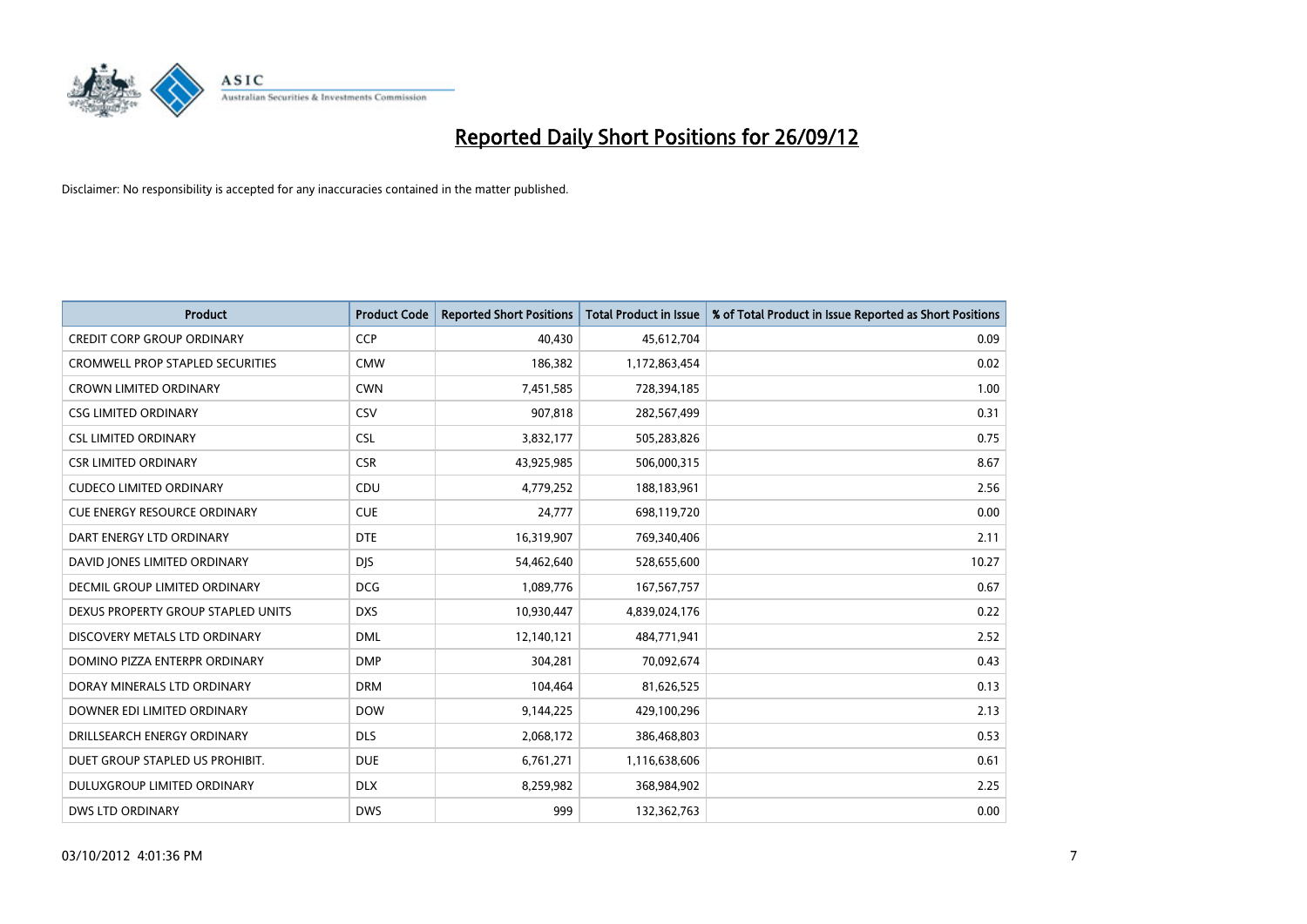# Reported Daily Short Positions for 26/09/12

Disclaimer: No responsibility is accepted for any inaccuracies contained in the matter published.

| Product | Product Code | Reported Short Positions | Total Product in Issue | % of Total Product in Issue Reported as Short Positions |
|---|---|---|---|---|
| CREDIT CORP GROUP ORDINARY | CCP | 40,430 | 45,612,704 | 0.09 |
| CROMWELL PROP STAPLED SECURITIES | CMW | 186,382 | 1,172,863,454 | 0.02 |
| CROWN LIMITED ORDINARY | CWN | 7,451,585 | 728,394,185 | 1.00 |
| CSG LIMITED ORDINARY | CSV | 907,818 | 282,567,499 | 0.31 |
| CSL LIMITED ORDINARY | CSL | 3,832,177 | 505,283,826 | 0.75 |
| CSR LIMITED ORDINARY | CSR | 43,925,985 | 506,000,315 | 8.67 |
| CUDECO LIMITED ORDINARY | CDU | 4,779,252 | 188,183,961 | 2.56 |
| CUE ENERGY RESOURCE ORDINARY | CUE | 24,777 | 698,119,720 | 0.00 |
| DART ENERGY LTD ORDINARY | DTE | 16,319,907 | 769,340,406 | 2.11 |
| DAVID JONES LIMITED ORDINARY | DJS | 54,462,640 | 528,655,600 | 10.27 |
| DECMIL GROUP LIMITED ORDINARY | DCG | 1,089,776 | 167,567,757 | 0.67 |
| DEXUS PROPERTY GROUP STAPLED UNITS | DXS | 10,930,447 | 4,839,024,176 | 0.22 |
| DISCOVERY METALS LTD ORDINARY | DML | 12,140,121 | 484,771,941 | 2.52 |
| DOMINO PIZZA ENTERPR ORDINARY | DMP | 304,281 | 70,092,674 | 0.43 |
| DORAY MINERALS LTD ORDINARY | DRM | 104,464 | 81,626,525 | 0.13 |
| DOWNER EDI LIMITED ORDINARY | DOW | 9,144,225 | 429,100,296 | 2.13 |
| DRILLSEARCH ENERGY ORDINARY | DLS | 2,068,172 | 386,468,803 | 0.53 |
| DUET GROUP STAPLED US PROHIBIT. | DUE | 6,761,271 | 1,116,638,606 | 0.61 |
| DULUXGROUP LIMITED ORDINARY | DLX | 8,259,982 | 368,984,902 | 2.25 |
| DWS LTD ORDINARY | DWS | 999 | 132,362,763 | 0.00 |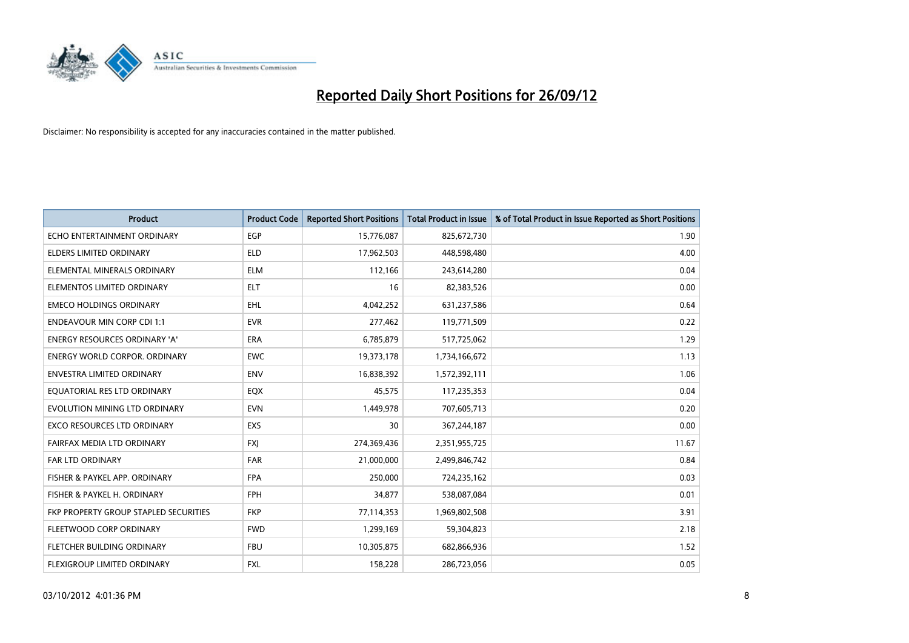# Reported Daily Short Positions for 26/09/12

Disclaimer: No responsibility is accepted for any inaccuracies contained in the matter published.

| Product | Product Code | Reported Short Positions | Total Product in Issue | % of Total Product in Issue Reported as Short Positions |
| --- | --- | --- | --- | --- |
| ECHO ENTERTAINMENT ORDINARY | EGP | 15,776,087 | 825,672,730 | 1.90 |
| ELDERS LIMITED ORDINARY | ELD | 17,962,503 | 448,598,480 | 4.00 |
| ELEMENTAL MINERALS ORDINARY | ELM | 112,166 | 243,614,280 | 0.04 |
| ELEMENTOS LIMITED ORDINARY | ELT | 16 | 82,383,526 | 0.00 |
| EMECO HOLDINGS ORDINARY | EHL | 4,042,252 | 631,237,586 | 0.64 |
| ENDEAVOUR MIN CORP CDI 1:1 | EVR | 277,462 | 119,771,509 | 0.22 |
| ENERGY RESOURCES ORDINARY 'A' | ERA | 6,785,879 | 517,725,062 | 1.29 |
| ENERGY WORLD CORPOR. ORDINARY | EWC | 19,373,178 | 1,734,166,672 | 1.13 |
| ENVESTRA LIMITED ORDINARY | ENV | 16,838,392 | 1,572,392,111 | 1.06 |
| EQUATORIAL RES LTD ORDINARY | EQX | 45,575 | 117,235,353 | 0.04 |
| EVOLUTION MINING LTD ORDINARY | EVN | 1,449,978 | 707,605,713 | 0.20 |
| EXCO RESOURCES LTD ORDINARY | EXS | 30 | 367,244,187 | 0.00 |
| FAIRFAX MEDIA LTD ORDINARY | FXJ | 274,369,436 | 2,351,955,725 | 11.67 |
| FAR LTD ORDINARY | FAR | 21,000,000 | 2,499,846,742 | 0.84 |
| FISHER & PAYKEL APP. ORDINARY | FPA | 250,000 | 724,235,162 | 0.03 |
| FISHER & PAYKEL H. ORDINARY | FPH | 34,877 | 538,087,084 | 0.01 |
| FKP PROPERTY GROUP STAPLED SECURITIES | FKP | 77,114,353 | 1,969,802,508 | 3.91 |
| FLEETWOOD CORP ORDINARY | FWD | 1,299,169 | 59,304,823 | 2.18 |
| FLETCHER BUILDING ORDINARY | FBU | 10,305,875 | 682,866,936 | 1.52 |
| FLEXIGROUP LIMITED ORDINARY | FXL | 158,228 | 286,723,056 | 0.05 |

03/10/2012 4:01:36 PM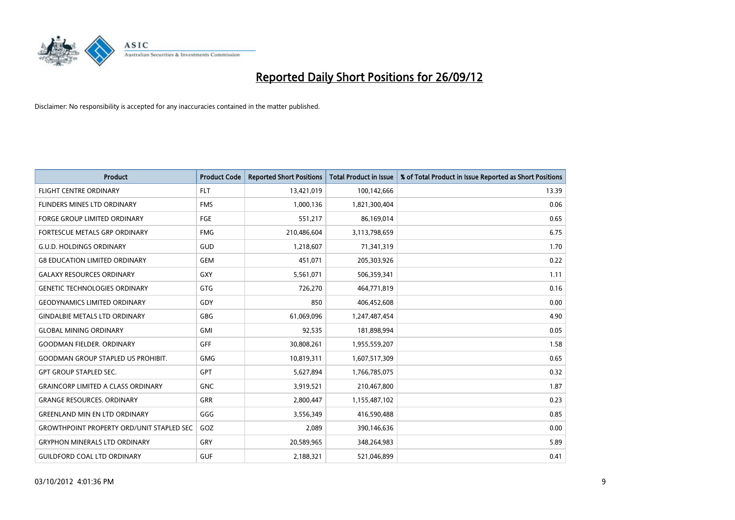# Reported Daily Short Positions for 26/09/12

Disclaimer: No responsibility is accepted for any inaccuracies contained in the matter published.

| Product | Product Code | Reported Short Positions | Total Product in Issue | % of Total Product in Issue Reported as Short Positions |
|---|---|---|---|---|
| FLIGHT CENTRE ORDINARY | FLT | 13,421,019 | 100,142,666 | 13.39 |
| FLINDERS MINES LTD ORDINARY | FMS | 1,000,136 | 1,821,300,404 | 0.06 |
| FORGE GROUP LIMITED ORDINARY | FGE | 551,217 | 86,169,014 | 0.65 |
| FORTESCUE METALS GRP ORDINARY | FMG | 210,486,604 | 3,113,798,659 | 6.75 |
| G.U.D. HOLDINGS ORDINARY | GUD | 1,218,607 | 71,341,319 | 1.70 |
| G8 EDUCATION LIMITED ORDINARY | GEM | 451,071 | 205,303,926 | 0.22 |
| GALAXY RESOURCES ORDINARY | GXY | 5,561,071 | 506,359,341 | 1.11 |
| GENETIC TECHNOLOGIES ORDINARY | GTG | 726,270 | 464,771,819 | 0.16 |
| GEODYNAMICS LIMITED ORDINARY | GDY | 850 | 406,452,608 | 0.00 |
| GINDALBIE METALS LTD ORDINARY | GBG | 61,069,096 | 1,247,487,454 | 4.90 |
| GLOBAL MINING ORDINARY | GMI | 92,535 | 181,898,994 | 0.05 |
| GOODMAN FIELDER. ORDINARY | GFF | 30,808,261 | 1,955,559,207 | 1.58 |
| GOODMAN GROUP STAPLED US PROHIBIT. | GMG | 10,819,311 | 1,607,517,309 | 0.65 |
| GPT GROUP STAPLED SEC. | GPT | 5,627,894 | 1,766,785,075 | 0.32 |
| GRAINCORP LIMITED A CLASS ORDINARY | GNC | 3,919,521 | 210,467,800 | 1.87 |
| GRANGE RESOURCES. ORDINARY | GRR | 2,800,447 | 1,155,487,102 | 0.23 |
| GREENLAND MIN EN LTD ORDINARY | GGG | 3,556,349 | 416,590,488 | 0.85 |
| GROWTHPOINT PROPERTY ORD/UNIT STAPLED SEC | GOZ | 2,089 | 390,146,636 | 0.00 |
| GRYPHON MINERALS LTD ORDINARY | GRY | 20,589,965 | 348,264,983 | 5.89 |
| GUILDFORD COAL LTD ORDINARY | GUF | 2,188,321 | 521,046,899 | 0.41 |

03/10/2012 4:01:36 PM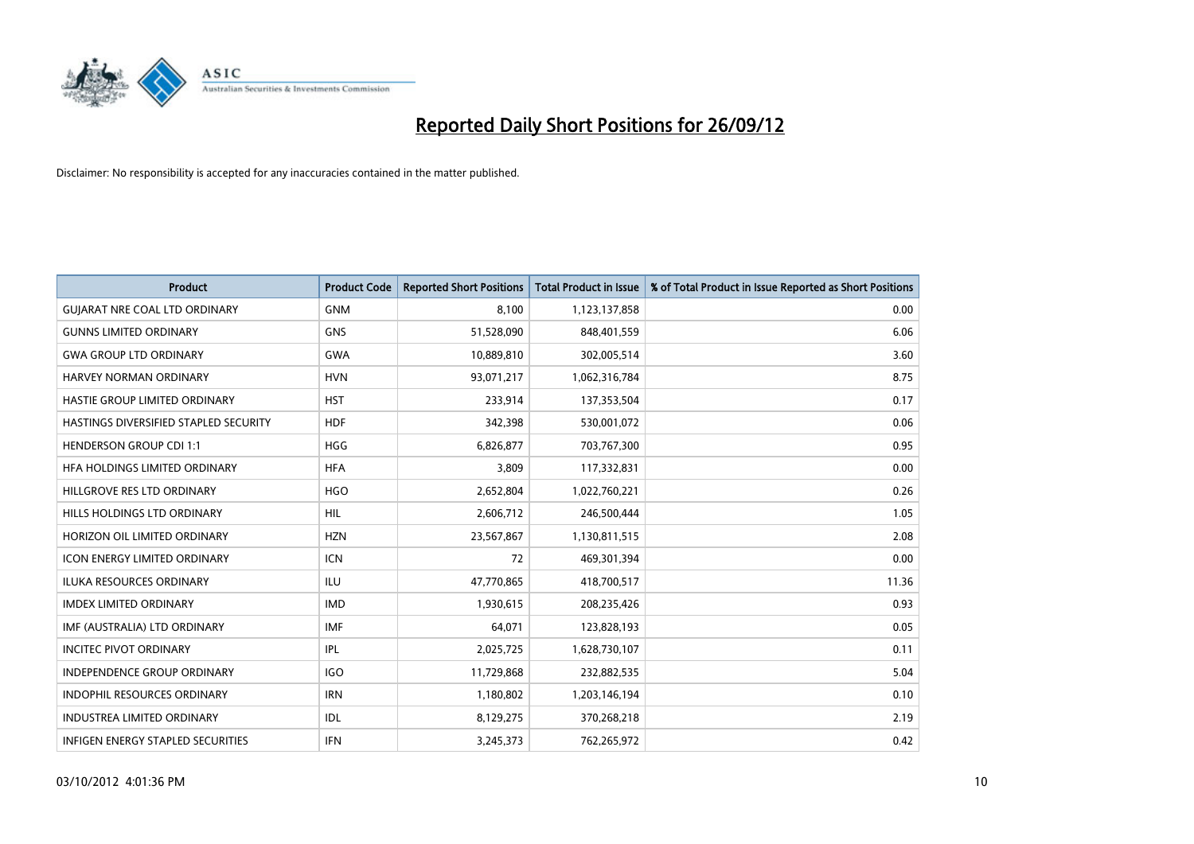# Reported Daily Short Positions for 26/09/12

Disclaimer: No responsibility is accepted for any inaccuracies contained in the matter published.

| Product | Product Code | Reported Short Positions | Total Product in Issue | % of Total Product in Issue Reported as Short Positions |
|---|---|---|---|---|
| GUJARAT NRE COAL LTD ORDINARY | GNM | 8,100 | 1,123,137,858 | 0.00 |
| GUNNS LIMITED ORDINARY | GNS | 51,528,090 | 848,401,559 | 6.06 |
| GWA GROUP LTD ORDINARY | GWA | 10,889,810 | 302,005,514 | 3.60 |
| HARVEY NORMAN ORDINARY | HVN | 93,071,217 | 1,062,316,784 | 8.75 |
| HASTIE GROUP LIMITED ORDINARY | HST | 233,914 | 137,353,504 | 0.17 |
| HASTINGS DIVERSIFIED STAPLED SECURITY | HDF | 342,398 | 530,001,072 | 0.06 |
| HENDERSON GROUP CDI 1:1 | HGG | 6,826,877 | 703,767,300 | 0.95 |
| HFA HOLDINGS LIMITED ORDINARY | HFA | 3,809 | 117,332,831 | 0.00 |
| HILLGROVE RES LTD ORDINARY | HGO | 2,652,804 | 1,022,760,221 | 0.26 |
| HILLS HOLDINGS LTD ORDINARY | HIL | 2,606,712 | 246,500,444 | 1.05 |
| HORIZON OIL LIMITED ORDINARY | HZN | 23,567,867 | 1,130,811,515 | 2.08 |
| ICON ENERGY LIMITED ORDINARY | ICN | 72 | 469,301,394 | 0.00 |
| ILUKA RESOURCES ORDINARY | ILU | 47,770,865 | 418,700,517 | 11.36 |
| IMDEX LIMITED ORDINARY | IMD | 1,930,615 | 208,235,426 | 0.93 |
| IMF (AUSTRALIA) LTD ORDINARY | IMF | 64,071 | 123,828,193 | 0.05 |
| INCITEC PIVOT ORDINARY | IPL | 2,025,725 | 1,628,730,107 | 0.11 |
| INDEPENDENCE GROUP ORDINARY | IGO | 11,729,868 | 232,882,535 | 5.04 |
| INDOPHIL RESOURCES ORDINARY | IRN | 1,180,802 | 1,203,146,194 | 0.10 |
| INDUSTREA LIMITED ORDINARY | IDL | 8,129,275 | 370,268,218 | 2.19 |
| INFIGEN ENERGY STAPLED SECURITIES | IFN | 3,245,373 | 762,265,972 | 0.42 |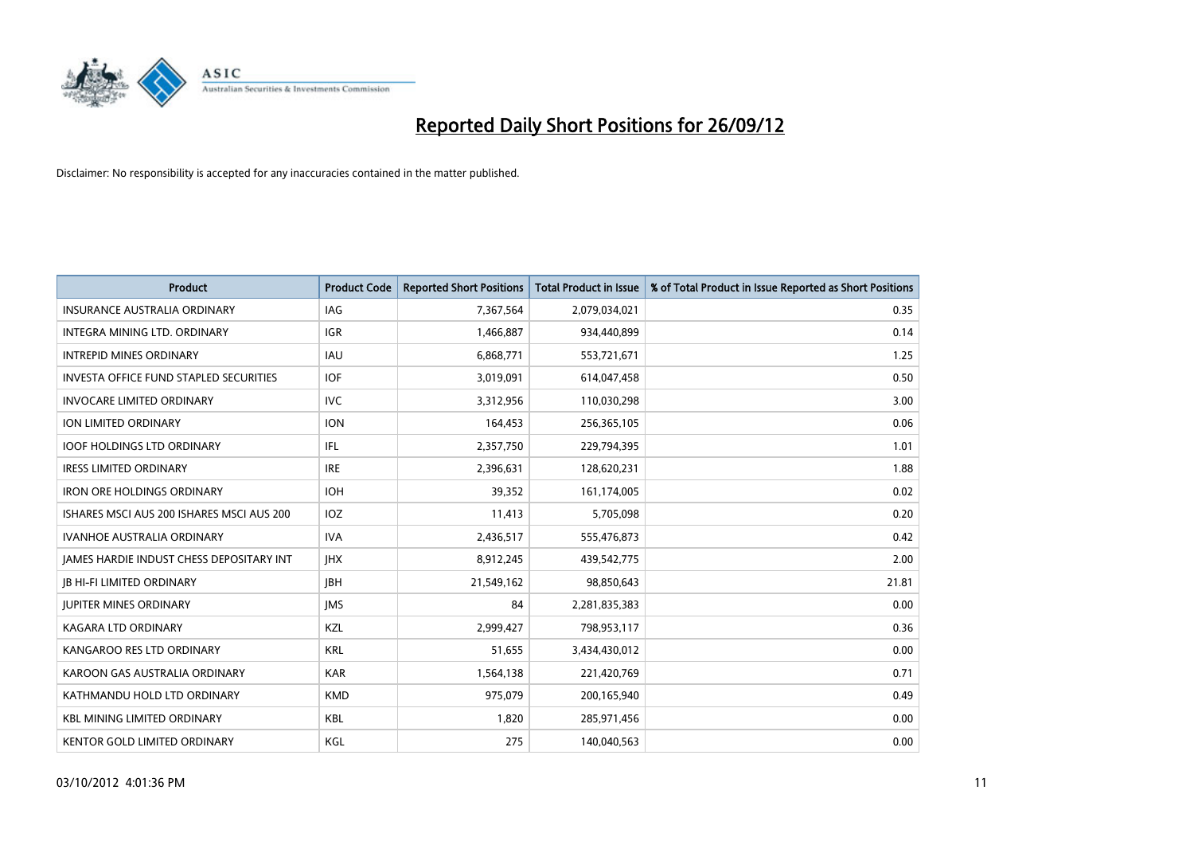# Reported Daily Short Positions for 26/09/12

Disclaimer: No responsibility is accepted for any inaccuracies contained in the matter published.

| Product | Product Code | Reported Short Positions | Total Product in Issue | % of Total Product in Issue Reported as Short Positions |
|---|---|---|---|---|
| INSURANCE AUSTRALIA ORDINARY | IAG | 7,367,564 | 2,079,034,021 | 0.35 |
| INTEGRA MINING LTD. ORDINARY | IGR | 1,466,887 | 934,440,899 | 0.14 |
| INTREPID MINES ORDINARY | IAU | 6,868,771 | 553,721,671 | 1.25 |
| INVESTA OFFICE FUND STAPLED SECURITIES | IOF | 3,019,091 | 614,047,458 | 0.50 |
| INVOCARE LIMITED ORDINARY | IVC | 3,312,956 | 110,030,298 | 3.00 |
| ION LIMITED ORDINARY | ION | 164,453 | 256,365,105 | 0.06 |
| IOOF HOLDINGS LTD ORDINARY | IFL | 2,357,750 | 229,794,395 | 1.01 |
| IRESS LIMITED ORDINARY | IRE | 2,396,631 | 128,620,231 | 1.88 |
| IRON ORE HOLDINGS ORDINARY | IOH | 39,352 | 161,174,005 | 0.02 |
| ISHARES MSCI AUS 200 ISHARES MSCI AUS 200 | IOZ | 11,413 | 5,705,098 | 0.20 |
| IVANHOE AUSTRALIA ORDINARY | IVA | 2,436,517 | 555,476,873 | 0.42 |
| JAMES HARDIE INDUST CHESS DEPOSITARY INT | JHX | 8,912,245 | 439,542,775 | 2.00 |
| JB HI-FI LIMITED ORDINARY | JBH | 21,549,162 | 98,850,643 | 21.81 |
| JUPITER MINES ORDINARY | JMS | 84 | 2,281,835,383 | 0.00 |
| KAGARA LTD ORDINARY | KZL | 2,999,427 | 798,953,117 | 0.36 |
| KANGAROO RES LTD ORDINARY | KRL | 51,655 | 3,434,430,012 | 0.00 |
| KAROON GAS AUSTRALIA ORDINARY | KAR | 1,564,138 | 221,420,769 | 0.71 |
| KATHMANDU HOLD LTD ORDINARY | KMD | 975,079 | 200,165,940 | 0.49 |
| KBL MINING LIMITED ORDINARY | KBL | 1,820 | 285,971,456 | 0.00 |
| KENTOR GOLD LIMITED ORDINARY | KGL | 275 | 140,040,563 | 0.00 |

03/10/2012 4:01:36 PM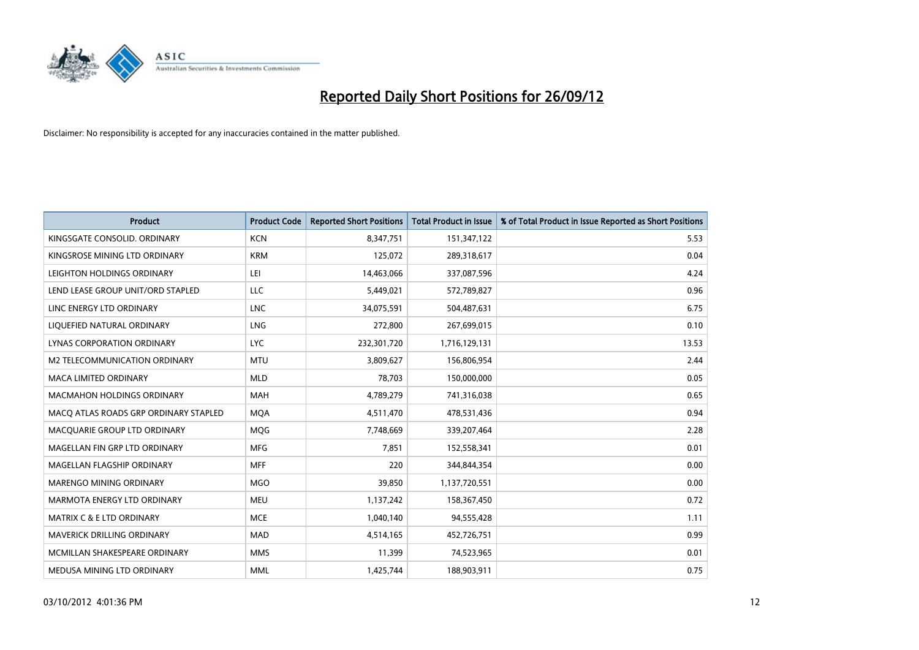# Reported Daily Short Positions for 26/09/12

Disclaimer: No responsibility is accepted for any inaccuracies contained in the matter published.

| Product | Product Code | Reported Short Positions | Total Product in Issue | % of Total Product in Issue Reported as Short Positions |
|---|---|---|---|---|
| KINGSGATE CONSOLID. ORDINARY | KCN | 8,347,751 | 151,347,122 | 5.53 |
| KINGSROSE MINING LTD ORDINARY | KRM | 125,072 | 289,318,617 | 0.04 |
| LEIGHTON HOLDINGS ORDINARY | LEI | 14,463,066 | 337,087,596 | 4.24 |
| LEND LEASE GROUP UNIT/ORD STAPLED | LLC | 5,449,021 | 572,789,827 | 0.96 |
| LINC ENERGY LTD ORDINARY | LNC | 34,075,591 | 504,487,631 | 6.75 |
| LIQUEFIED NATURAL ORDINARY | LNG | 272,800 | 267,699,015 | 0.10 |
| LYNAS CORPORATION ORDINARY | LYC | 232,301,720 | 1,716,129,131 | 13.53 |
| M2 TELECOMMUNICATION ORDINARY | MTU | 3,809,627 | 156,806,954 | 2.44 |
| MACA LIMITED ORDINARY | MLD | 78,703 | 150,000,000 | 0.05 |
| MACMAHON HOLDINGS ORDINARY | MAH | 4,789,279 | 741,316,038 | 0.65 |
| MACQ ATLAS ROADS GRP ORDINARY STAPLED | MQA | 4,511,470 | 478,531,436 | 0.94 |
| MACQUARIE GROUP LTD ORDINARY | MQG | 7,748,669 | 339,207,464 | 2.28 |
| MAGELLAN FIN GRP LTD ORDINARY | MFG | 7,851 | 152,558,341 | 0.01 |
| MAGELLAN FLAGSHIP ORDINARY | MFF | 220 | 344,844,354 | 0.00 |
| MARENGO MINING ORDINARY | MGO | 39,850 | 1,137,720,551 | 0.00 |
| MARMOTA ENERGY LTD ORDINARY | MEU | 1,137,242 | 158,367,450 | 0.72 |
| MATRIX C & E LTD ORDINARY | MCE | 1,040,140 | 94,555,428 | 1.11 |
| MAVERICK DRILLING ORDINARY | MAD | 4,514,165 | 452,726,751 | 0.99 |
| MCMILLAN SHAKESPEARE ORDINARY | MMS | 11,399 | 74,523,965 | 0.01 |
| MEDUSA MINING LTD ORDINARY | MML | 1,425,744 | 188,903,911 | 0.75 |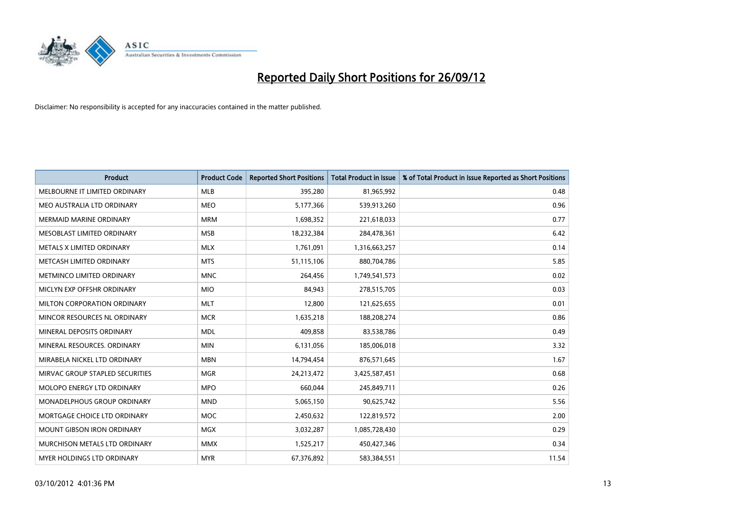# Reported Daily Short Positions for 26/09/12

Disclaimer: No responsibility is accepted for any inaccuracies contained in the matter published.

| Product | Product Code | Reported Short Positions | Total Product in Issue | % of Total Product in Issue Reported as Short Positions |
|---|---|---|---|---|
| MELBOURNE IT LIMITED ORDINARY | MLB | 395,280 | 81,965,992 | 0.48 |
| MEO AUSTRALIA LTD ORDINARY | MEO | 5,177,366 | 539,913,260 | 0.96 |
| MERMAID MARINE ORDINARY | MRM | 1,698,352 | 221,618,033 | 0.77 |
| MESOBLAST LIMITED ORDINARY | MSB | 18,232,384 | 284,478,361 | 6.42 |
| METALS X LIMITED ORDINARY | MLX | 1,761,091 | 1,316,663,257 | 0.14 |
| METCASH LIMITED ORDINARY | MTS | 51,115,106 | 880,704,786 | 5.85 |
| METMINCO LIMITED ORDINARY | MNC | 264,456 | 1,749,541,573 | 0.02 |
| MICLYN EXP OFFSHR ORDINARY | MIO | 84,943 | 278,515,705 | 0.03 |
| MILTON CORPORATION ORDINARY | MLT | 12,800 | 121,625,655 | 0.01 |
| MINCOR RESOURCES NL ORDINARY | MCR | 1,635,218 | 188,208,274 | 0.86 |
| MINERAL DEPOSITS ORDINARY | MDL | 409,858 | 83,538,786 | 0.49 |
| MINERAL RESOURCES. ORDINARY | MIN | 6,131,056 | 185,006,018 | 3.32 |
| MIRABELA NICKEL LTD ORDINARY | MBN | 14,794,454 | 876,571,645 | 1.67 |
| MIRVAC GROUP STAPLED SECURITIES | MGR | 24,213,472 | 3,425,587,451 | 0.68 |
| MOLOPO ENERGY LTD ORDINARY | MPO | 660,044 | 245,849,711 | 0.26 |
| MONADELPHOUS GROUP ORDINARY | MND | 5,065,150 | 90,625,742 | 5.56 |
| MORTGAGE CHOICE LTD ORDINARY | MOC | 2,450,632 | 122,819,572 | 2.00 |
| MOUNT GIBSON IRON ORDINARY | MGX | 3,032,287 | 1,085,728,430 | 0.29 |
| MURCHISON METALS LTD ORDINARY | MMX | 1,525,217 | 450,427,346 | 0.34 |
| MYER HOLDINGS LTD ORDINARY | MYR | 67,376,892 | 583,384,551 | 11.54 |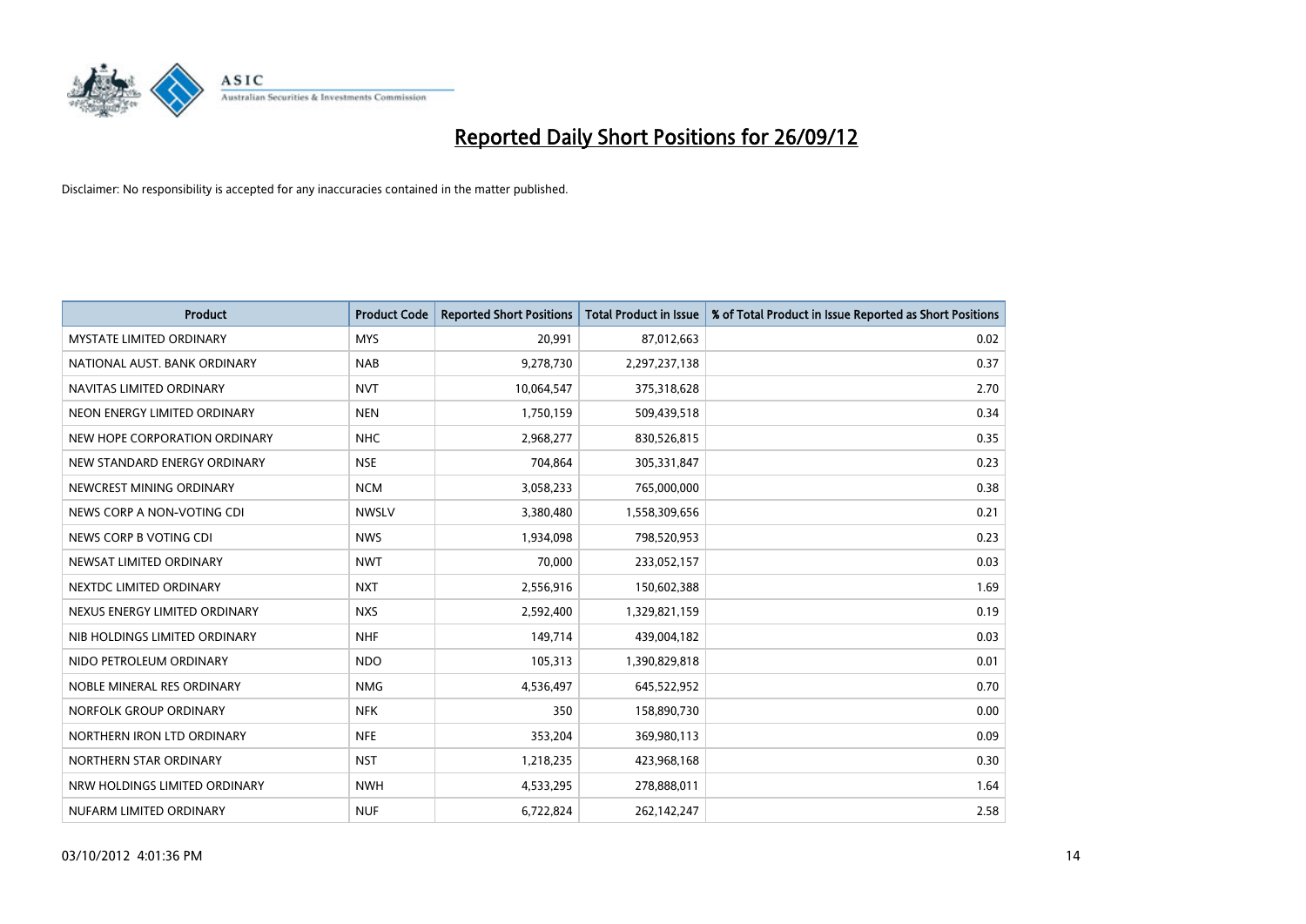# Reported Daily Short Positions for 26/09/12

Disclaimer: No responsibility is accepted for any inaccuracies contained in the matter published.

| Product | Product Code | Reported Short Positions | Total Product in Issue | % of Total Product in Issue Reported as Short Positions |
| --- | --- | --- | --- | --- |
| MYSTATE LIMITED ORDINARY | MYS | 20,991 | 87,012,663 | 0.02 |
| NATIONAL AUST. BANK ORDINARY | NAB | 9,278,730 | 2,297,237,138 | 0.37 |
| NAVITAS LIMITED ORDINARY | NVT | 10,064,547 | 375,318,628 | 2.70 |
| NEON ENERGY LIMITED ORDINARY | NEN | 1,750,159 | 509,439,518 | 0.34 |
| NEW HOPE CORPORATION ORDINARY | NHC | 2,968,277 | 830,526,815 | 0.35 |
| NEW STANDARD ENERGY ORDINARY | NSE | 704,864 | 305,331,847 | 0.23 |
| NEWCREST MINING ORDINARY | NCM | 3,058,233 | 765,000,000 | 0.38 |
| NEWS CORP A NON-VOTING CDI | NWSLV | 3,380,480 | 1,558,309,656 | 0.21 |
| NEWS CORP B VOTING CDI | NWS | 1,934,098 | 798,520,953 | 0.23 |
| NEWSAT LIMITED ORDINARY | NWT | 70,000 | 233,052,157 | 0.03 |
| NEXTDC LIMITED ORDINARY | NXT | 2,556,916 | 150,602,388 | 1.69 |
| NEXUS ENERGY LIMITED ORDINARY | NXS | 2,592,400 | 1,329,821,159 | 0.19 |
| NIB HOLDINGS LIMITED ORDINARY | NHF | 149,714 | 439,004,182 | 0.03 |
| NIDO PETROLEUM ORDINARY | NDO | 105,313 | 1,390,829,818 | 0.01 |
| NOBLE MINERAL RES ORDINARY | NMG | 4,536,497 | 645,522,952 | 0.70 |
| NORFOLK GROUP ORDINARY | NFK | 350 | 158,890,730 | 0.00 |
| NORTHERN IRON LTD ORDINARY | NFE | 353,204 | 369,980,113 | 0.09 |
| NORTHERN STAR ORDINARY | NST | 1,218,235 | 423,968,168 | 0.30 |
| NRW HOLDINGS LIMITED ORDINARY | NWH | 4,533,295 | 278,888,011 | 1.64 |
| NUFARM LIMITED ORDINARY | NUF | 6,722,824 | 262,142,247 | 2.58 |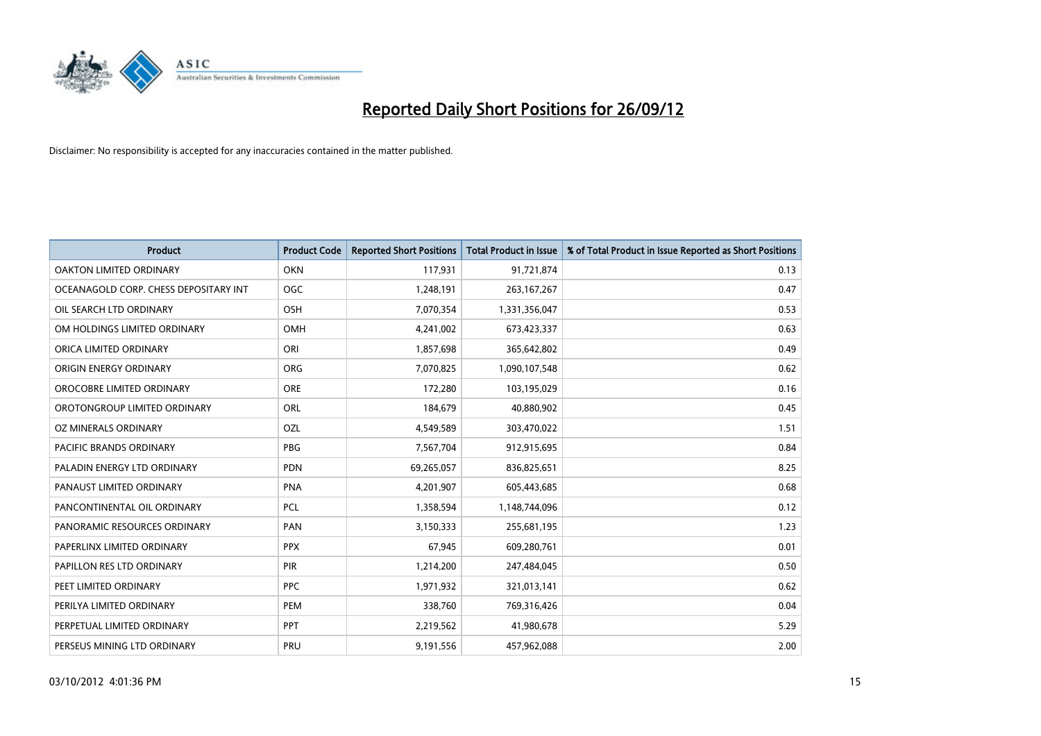# Reported Daily Short Positions for 26/09/12

Disclaimer: No responsibility is accepted for any inaccuracies contained in the matter published.

| Product | Product Code | Reported Short Positions | Total Product in Issue | % of Total Product in Issue Reported as Short Positions |
|---|---|---|---|---|
| OAKTON LIMITED ORDINARY | OKN | 117,931 | 91,721,874 | 0.13 |
| OCEANAGOLD CORP. CHESS DEPOSITARY INT | OGC | 1,248,191 | 263,167,267 | 0.47 |
| OIL SEARCH LTD ORDINARY | OSH | 7,070,354 | 1,331,356,047 | 0.53 |
| OM HOLDINGS LIMITED ORDINARY | OMH | 4,241,002 | 673,423,337 | 0.63 |
| ORICA LIMITED ORDINARY | ORI | 1,857,698 | 365,642,802 | 0.49 |
| ORIGIN ENERGY ORDINARY | ORG | 7,070,825 | 1,090,107,548 | 0.62 |
| OROCOBRE LIMITED ORDINARY | ORE | 172,280 | 103,195,029 | 0.16 |
| OROTONGROUP LIMITED ORDINARY | ORL | 184,679 | 40,880,902 | 0.45 |
| OZ MINERALS ORDINARY | OZL | 4,549,589 | 303,470,022 | 1.51 |
| PACIFIC BRANDS ORDINARY | PBG | 7,567,704 | 912,915,695 | 0.84 |
| PALADIN ENERGY LTD ORDINARY | PDN | 69,265,057 | 836,825,651 | 8.25 |
| PANAUST LIMITED ORDINARY | PNA | 4,201,907 | 605,443,685 | 0.68 |
| PANCONTINENTAL OIL ORDINARY | PCL | 1,358,594 | 1,148,744,096 | 0.12 |
| PANORAMIC RESOURCES ORDINARY | PAN | 3,150,333 | 255,681,195 | 1.23 |
| PAPERLINX LIMITED ORDINARY | PPX | 67,945 | 609,280,761 | 0.01 |
| PAPILLON RES LTD ORDINARY | PIR | 1,214,200 | 247,484,045 | 0.50 |
| PEET LIMITED ORDINARY | PPC | 1,971,932 | 321,013,141 | 0.62 |
| PERILYA LIMITED ORDINARY | PEM | 338,760 | 769,316,426 | 0.04 |
| PERPETUAL LIMITED ORDINARY | PPT | 2,219,562 | 41,980,678 | 5.29 |
| PERSEUS MINING LTD ORDINARY | PRU | 9,191,556 | 457,962,088 | 2.00 |

03/10/2012 4:01:36 PM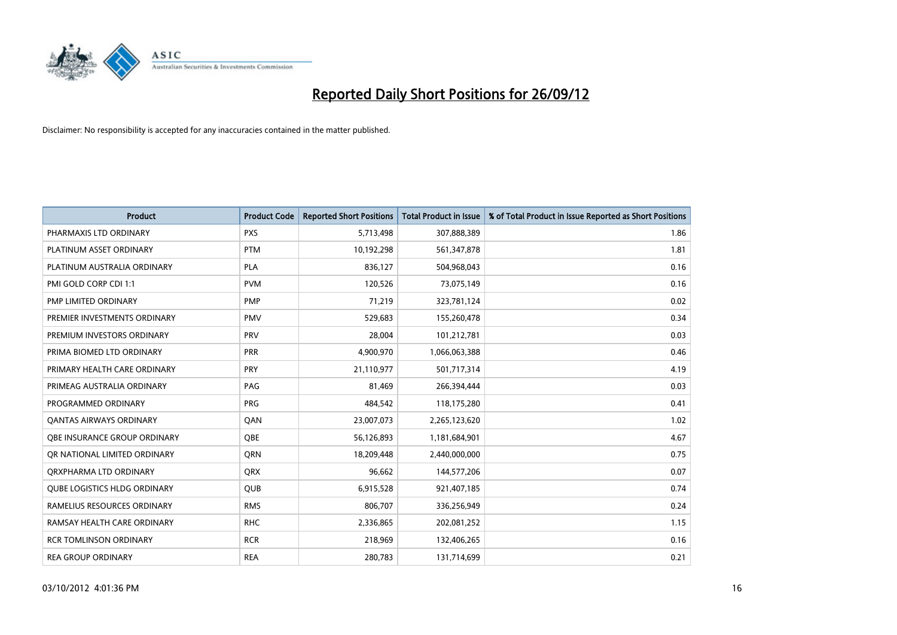# Reported Daily Short Positions for 26/09/12

Disclaimer: No responsibility is accepted for any inaccuracies contained in the matter published.

| Product | Product Code | Reported Short Positions | Total Product in Issue | % of Total Product in Issue Reported as Short Positions |
|---|---|---|---|---|
| PHARMAXIS LTD ORDINARY | PXS | 5,713,498 | 307,888,389 | 1.86 |
| PLATINUM ASSET ORDINARY | PTM | 10,192,298 | 561,347,878 | 1.81 |
| PLATINUM AUSTRALIA ORDINARY | PLA | 836,127 | 504,968,043 | 0.16 |
| PMI GOLD CORP CDI 1:1 | PVM | 120,526 | 73,075,149 | 0.16 |
| PMP LIMITED ORDINARY | PMP | 71,219 | 323,781,124 | 0.02 |
| PREMIER INVESTMENTS ORDINARY | PMV | 529,683 | 155,260,478 | 0.34 |
| PREMIUM INVESTORS ORDINARY | PRV | 28,004 | 101,212,781 | 0.03 |
| PRIMA BIOMED LTD ORDINARY | PRR | 4,900,970 | 1,066,063,388 | 0.46 |
| PRIMARY HEALTH CARE ORDINARY | PRY | 21,110,977 | 501,717,314 | 4.19 |
| PRIMEAG AUSTRALIA ORDINARY | PAG | 81,469 | 266,394,444 | 0.03 |
| PROGRAMMED ORDINARY | PRG | 484,542 | 118,175,280 | 0.41 |
| QANTAS AIRWAYS ORDINARY | QAN | 23,007,073 | 2,265,123,620 | 1.02 |
| QBE INSURANCE GROUP ORDINARY | QBE | 56,126,893 | 1,181,684,901 | 4.67 |
| QR NATIONAL LIMITED ORDINARY | QRN | 18,209,448 | 2,440,000,000 | 0.75 |
| QRXPHARMA LTD ORDINARY | QRX | 96,662 | 144,577,206 | 0.07 |
| QUBE LOGISTICS HLDG ORDINARY | QUB | 6,915,528 | 921,407,185 | 0.74 |
| RAMELIUS RESOURCES ORDINARY | RMS | 806,707 | 336,256,949 | 0.24 |
| RAMSAY HEALTH CARE ORDINARY | RHC | 2,336,865 | 202,081,252 | 1.15 |
| RCR TOMLINSON ORDINARY | RCR | 218,969 | 132,406,265 | 0.16 |
| REA GROUP ORDINARY | REA | 280,783 | 131,714,699 | 0.21 |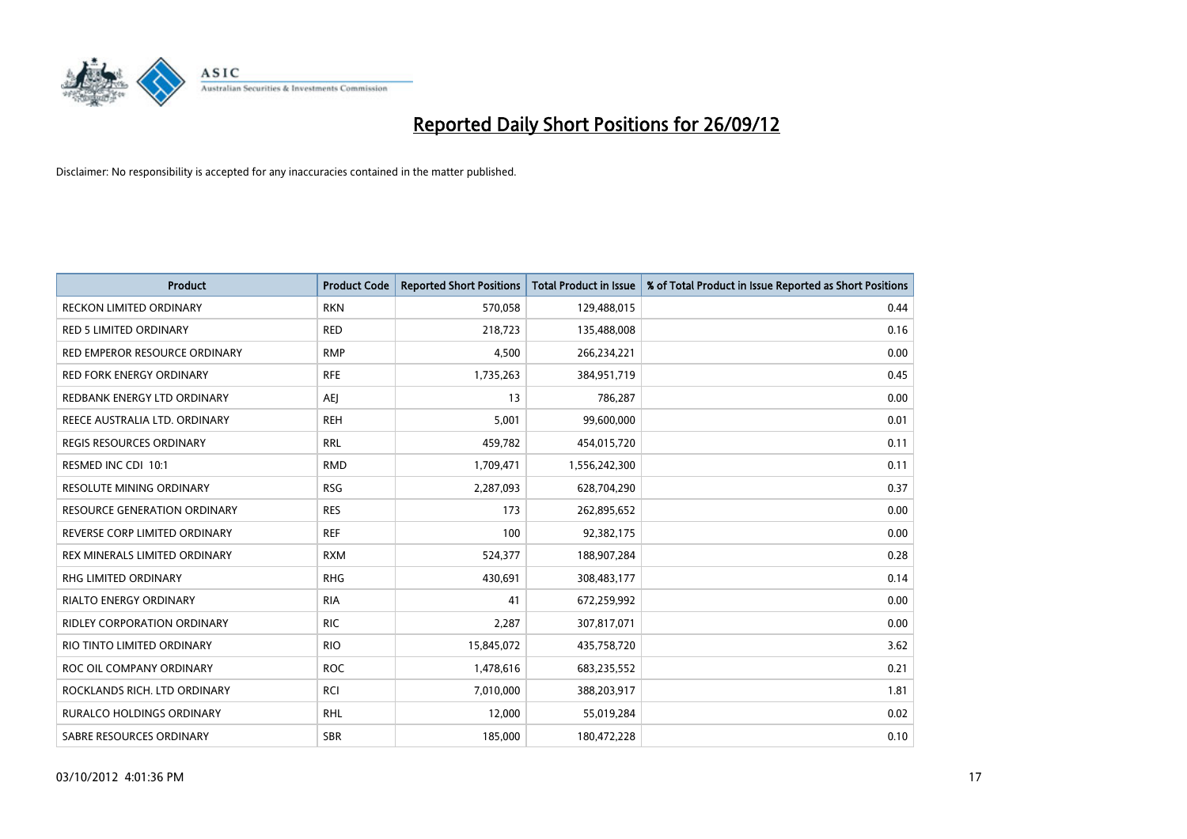# Reported Daily Short Positions for 26/09/12

Disclaimer: No responsibility is accepted for any inaccuracies contained in the matter published.

| Product | Product Code | Reported Short Positions | Total Product in Issue | % of Total Product in Issue Reported as Short Positions |
|---|---|---|---|---|
| RECKON LIMITED ORDINARY | RKN | 570,058 | 129,488,015 | 0.44 |
| RED 5 LIMITED ORDINARY | RED | 218,723 | 135,488,008 | 0.16 |
| RED EMPEROR RESOURCE ORDINARY | RMP | 4,500 | 266,234,221 | 0.00 |
| RED FORK ENERGY ORDINARY | RFE | 1,735,263 | 384,951,719 | 0.45 |
| REDBANK ENERGY LTD ORDINARY | AEJ | 13 | 786,287 | 0.00 |
| REECE AUSTRALIA LTD. ORDINARY | REH | 5,001 | 99,600,000 | 0.01 |
| REGIS RESOURCES ORDINARY | RRL | 459,782 | 454,015,720 | 0.11 |
| RESMED INC CDI 10:1 | RMD | 1,709,471 | 1,556,242,300 | 0.11 |
| RESOLUTE MINING ORDINARY | RSG | 2,287,093 | 628,704,290 | 0.37 |
| RESOURCE GENERATION ORDINARY | RES | 173 | 262,895,652 | 0.00 |
| REVERSE CORP LIMITED ORDINARY | REF | 100 | 92,382,175 | 0.00 |
| REX MINERALS LIMITED ORDINARY | RXM | 524,377 | 188,907,284 | 0.28 |
| RHG LIMITED ORDINARY | RHG | 430,691 | 308,483,177 | 0.14 |
| RIALTO ENERGY ORDINARY | RIA | 41 | 672,259,992 | 0.00 |
| RIDLEY CORPORATION ORDINARY | RIC | 2,287 | 307,817,071 | 0.00 |
| RIO TINTO LIMITED ORDINARY | RIO | 15,845,072 | 435,758,720 | 3.62 |
| ROC OIL COMPANY ORDINARY | ROC | 1,478,616 | 683,235,552 | 0.21 |
| ROCKLANDS RICH. LTD ORDINARY | RCI | 7,010,000 | 388,203,917 | 1.81 |
| RURALCO HOLDINGS ORDINARY | RHL | 12,000 | 55,019,284 | 0.02 |
| SABRE RESOURCES ORDINARY | SBR | 185,000 | 180,472,228 | 0.10 |

03/10/2012 4:01:36 PM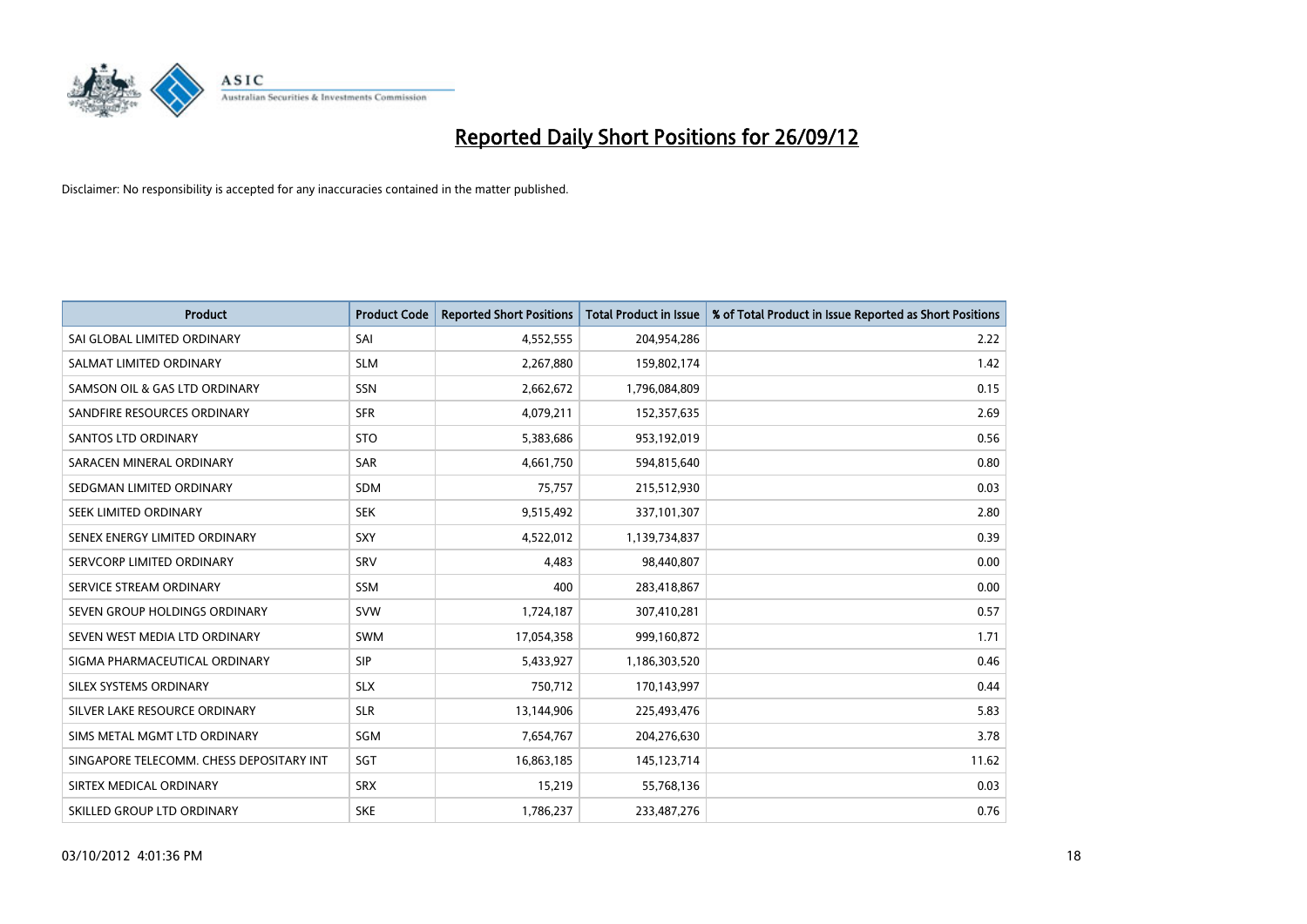# Reported Daily Short Positions for 26/09/12

Disclaimer: No responsibility is accepted for any inaccuracies contained in the matter published.

| Product | Product Code | Reported Short Positions | Total Product in Issue | % of Total Product in Issue Reported as Short Positions |
|---|---|---|---|---|
| SAI GLOBAL LIMITED ORDINARY | SAI | 4,552,555 | 204,954,286 | 2.22 |
| SALMAT LIMITED ORDINARY | SLM | 2,267,880 | 159,802,174 | 1.42 |
| SAMSON OIL & GAS LTD ORDINARY | SSN | 2,662,672 | 1,796,084,809 | 0.15 |
| SANDFIRE RESOURCES ORDINARY | SFR | 4,079,211 | 152,357,635 | 2.69 |
| SANTOS LTD ORDINARY | STO | 5,383,686 | 953,192,019 | 0.56 |
| SARACEN MINERAL ORDINARY | SAR | 4,661,750 | 594,815,640 | 0.80 |
| SEDGMAN LIMITED ORDINARY | SDM | 75,757 | 215,512,930 | 0.03 |
| SEEK LIMITED ORDINARY | SEK | 9,515,492 | 337,101,307 | 2.80 |
| SENEX ENERGY LIMITED ORDINARY | SXY | 4,522,012 | 1,139,734,837 | 0.39 |
| SERVCORP LIMITED ORDINARY | SRV | 4,483 | 98,440,807 | 0.00 |
| SERVICE STREAM ORDINARY | SSM | 400 | 283,418,867 | 0.00 |
| SEVEN GROUP HOLDINGS ORDINARY | SVW | 1,724,187 | 307,410,281 | 0.57 |
| SEVEN WEST MEDIA LTD ORDINARY | SWM | 17,054,358 | 999,160,872 | 1.71 |
| SIGMA PHARMACEUTICAL ORDINARY | SIP | 5,433,927 | 1,186,303,520 | 0.46 |
| SILEX SYSTEMS ORDINARY | SLX | 750,712 | 170,143,997 | 0.44 |
| SILVER LAKE RESOURCE ORDINARY | SLR | 13,144,906 | 225,493,476 | 5.83 |
| SIMS METAL MGMT LTD ORDINARY | SGM | 7,654,767 | 204,276,630 | 3.78 |
| SINGAPORE TELECOMM. CHESS DEPOSITARY INT | SGT | 16,863,185 | 145,123,714 | 11.62 |
| SIRTEX MEDICAL ORDINARY | SRX | 15,219 | 55,768,136 | 0.03 |
| SKILLED GROUP LTD ORDINARY | SKE | 1,786,237 | 233,487,276 | 0.76 |

03/10/2012 4:01:36 PM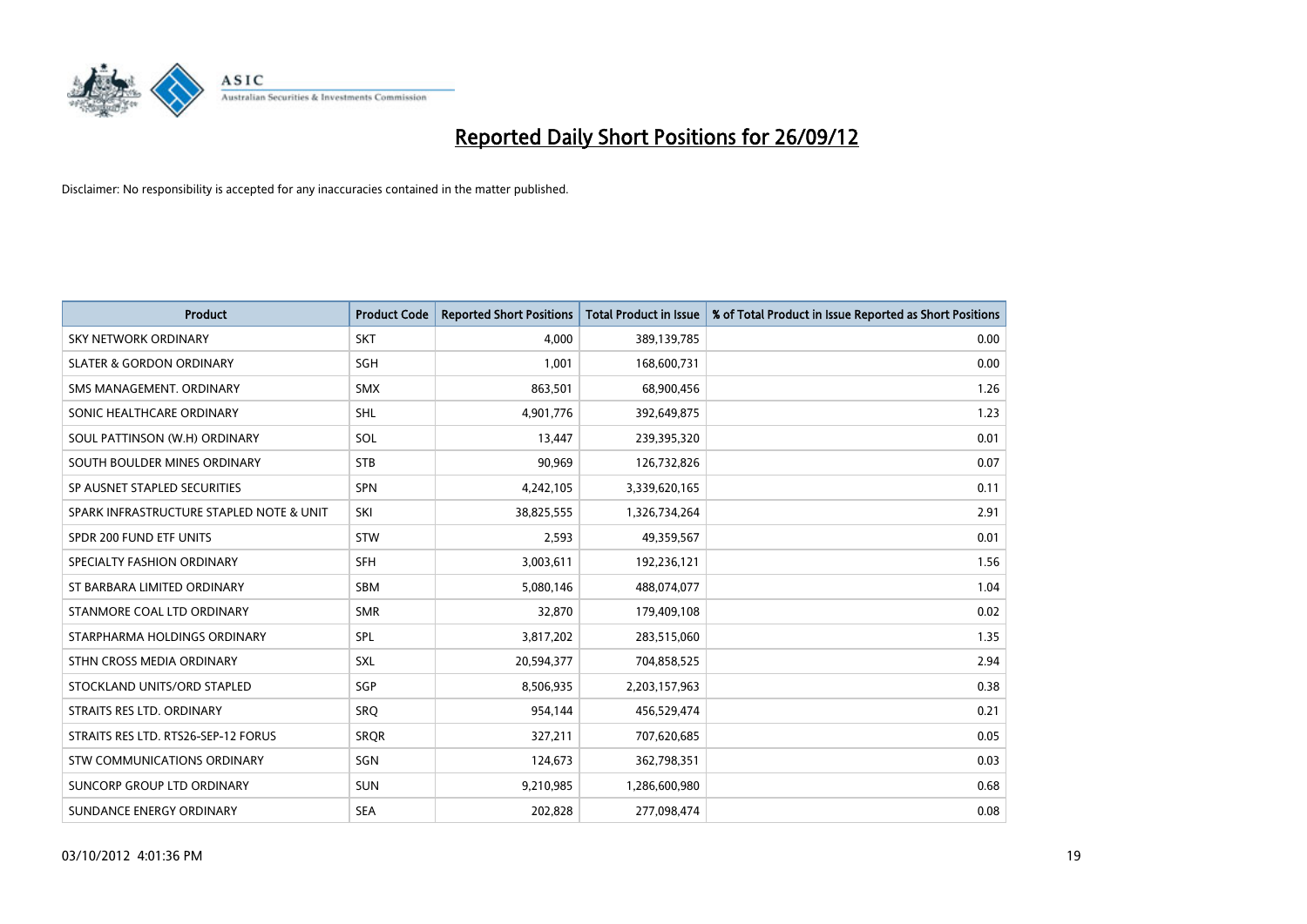# Reported Daily Short Positions for 26/09/12

Disclaimer: No responsibility is accepted for any inaccuracies contained in the matter published.

| Product | Product Code | Reported Short Positions | Total Product in Issue | % of Total Product in Issue Reported as Short Positions |
|---|---|---|---|---|
| SKY NETWORK ORDINARY | SKT | 4,000 | 389,139,785 | 0.00 |
| SLATER & GORDON ORDINARY | SGH | 1,001 | 168,600,731 | 0.00 |
| SMS MANAGEMENT. ORDINARY | SMX | 863,501 | 68,900,456 | 1.26 |
| SONIC HEALTHCARE ORDINARY | SHL | 4,901,776 | 392,649,875 | 1.23 |
| SOUL PATTINSON (W.H) ORDINARY | SOL | 13,447 | 239,395,320 | 0.01 |
| SOUTH BOULDER MINES ORDINARY | STB | 90,969 | 126,732,826 | 0.07 |
| SP AUSNET STAPLED SECURITIES | SPN | 4,242,105 | 3,339,620,165 | 0.11 |
| SPARK INFRASTRUCTURE STAPLED NOTE & UNIT | SKI | 38,825,555 | 1,326,734,264 | 2.91 |
| SPDR 200 FUND ETF UNITS | STW | 2,593 | 49,359,567 | 0.01 |
| SPECIALTY FASHION ORDINARY | SFH | 3,003,611 | 192,236,121 | 1.56 |
| ST BARBARA LIMITED ORDINARY | SBM | 5,080,146 | 488,074,077 | 1.04 |
| STANMORE COAL LTD ORDINARY | SMR | 32,870 | 179,409,108 | 0.02 |
| STARPHARMA HOLDINGS ORDINARY | SPL | 3,817,202 | 283,515,060 | 1.35 |
| STHN CROSS MEDIA ORDINARY | SXL | 20,594,377 | 704,858,525 | 2.94 |
| STOCKLAND UNITS/ORD STAPLED | SGP | 8,506,935 | 2,203,157,963 | 0.38 |
| STRAITS RES LTD. ORDINARY | SRQ | 954,144 | 456,529,474 | 0.21 |
| STRAITS RES LTD. RTS26-SEP-12 FORUS | SRQR | 327,211 | 707,620,685 | 0.05 |
| STW COMMUNICATIONS ORDINARY | SGN | 124,673 | 362,798,351 | 0.03 |
| SUNCORP GROUP LTD ORDINARY | SUN | 9,210,985 | 1,286,600,980 | 0.68 |
| SUNDANCE ENERGY ORDINARY | SEA | 202,828 | 277,098,474 | 0.08 |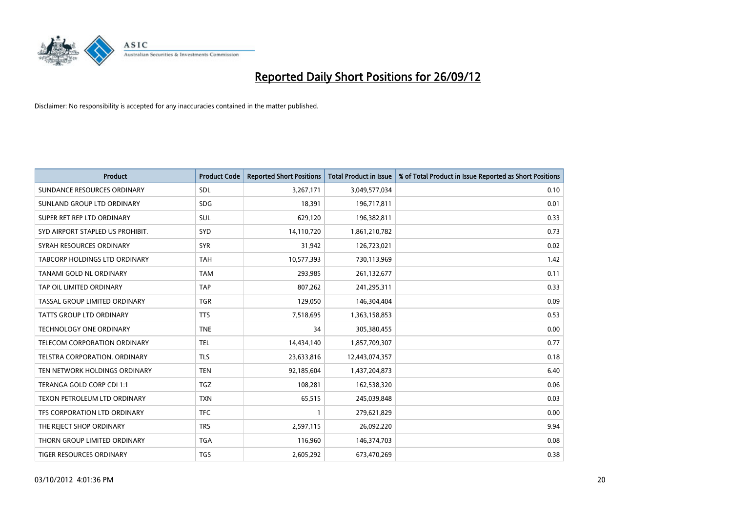# Reported Daily Short Positions for 26/09/12

Disclaimer: No responsibility is accepted for any inaccuracies contained in the matter published.

| Product | Product Code | Reported Short Positions | Total Product in Issue | % of Total Product in Issue Reported as Short Positions |
|---|---|---|---|---|
| SUNDANCE RESOURCES ORDINARY | SDL | 3,267,171 | 3,049,577,034 | 0.10 |
| SUNLAND GROUP LTD ORDINARY | SDG | 18,391 | 196,717,811 | 0.01 |
| SUPER RET REP LTD ORDINARY | SUL | 629,120 | 196,382,811 | 0.33 |
| SYD AIRPORT STAPLED US PROHIBIT. | SYD | 14,110,720 | 1,861,210,782 | 0.73 |
| SYRAH RESOURCES ORDINARY | SYR | 31,942 | 126,723,021 | 0.02 |
| TABCORP HOLDINGS LTD ORDINARY | TAH | 10,577,393 | 730,113,969 | 1.42 |
| TANAMI GOLD NL ORDINARY | TAM | 293,985 | 261,132,677 | 0.11 |
| TAP OIL LIMITED ORDINARY | TAP | 807,262 | 241,295,311 | 0.33 |
| TASSAL GROUP LIMITED ORDINARY | TGR | 129,050 | 146,304,404 | 0.09 |
| TATTS GROUP LTD ORDINARY | TTS | 7,518,695 | 1,363,158,853 | 0.53 |
| TECHNOLOGY ONE ORDINARY | TNE | 34 | 305,380,455 | 0.00 |
| TELECOM CORPORATION ORDINARY | TEL | 14,434,140 | 1,857,709,307 | 0.77 |
| TELSTRA CORPORATION. ORDINARY | TLS | 23,633,816 | 12,443,074,357 | 0.18 |
| TEN NETWORK HOLDINGS ORDINARY | TEN | 92,185,604 | 1,437,204,873 | 6.40 |
| TERANGA GOLD CORP CDI 1:1 | TGZ | 108,281 | 162,538,320 | 0.06 |
| TEXON PETROLEUM LTD ORDINARY | TXN | 65,515 | 245,039,848 | 0.03 |
| TFS CORPORATION LTD ORDINARY | TFC | 1 | 279,621,829 | 0.00 |
| THE REJECT SHOP ORDINARY | TRS | 2,597,115 | 26,092,220 | 9.94 |
| THORN GROUP LIMITED ORDINARY | TGA | 116,960 | 146,374,703 | 0.08 |
| TIGER RESOURCES ORDINARY | TGS | 2,605,292 | 673,470,269 | 0.38 |

03/10/2012 4:01:36 PM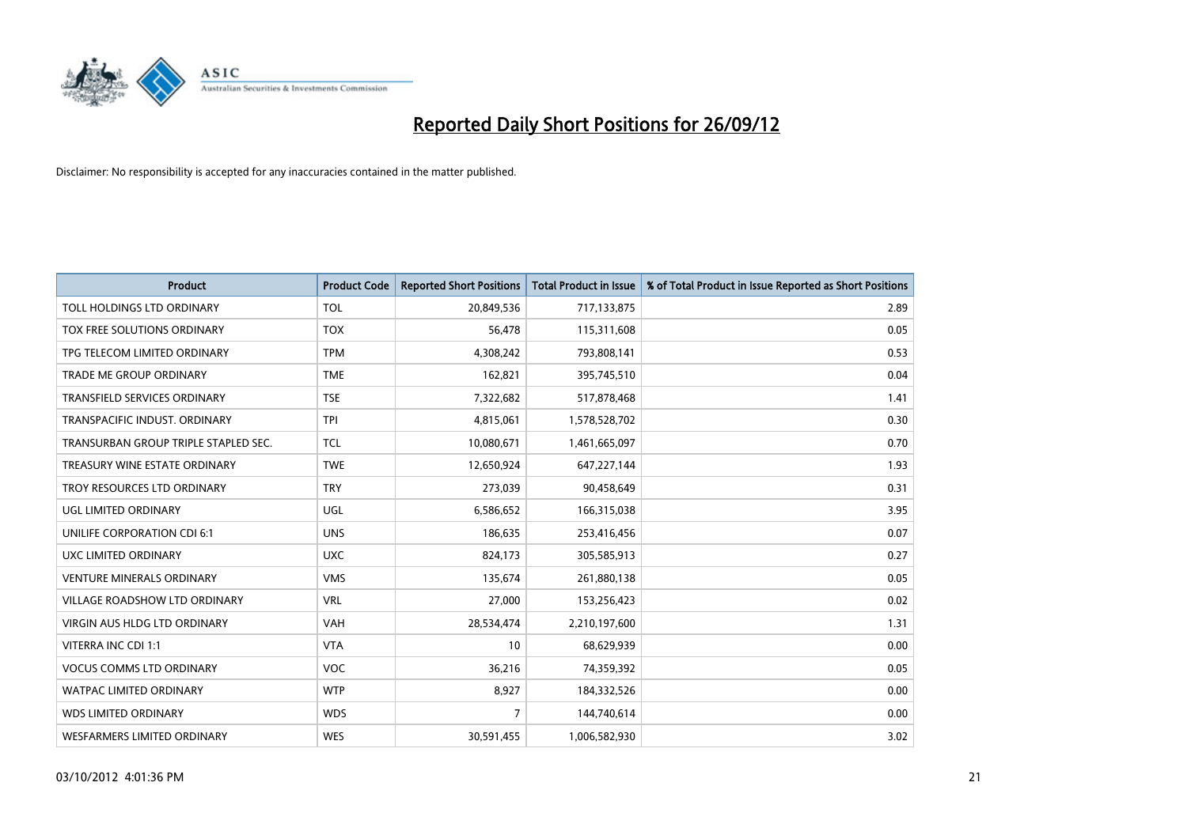# Reported Daily Short Positions for 26/09/12

Disclaimer: No responsibility is accepted for any inaccuracies contained in the matter published.

| Product | Product Code | Reported Short Positions | Total Product in Issue | % of Total Product in Issue Reported as Short Positions |
|---|---|---|---|---|
| TOLL HOLDINGS LTD ORDINARY | TOL | 20,849,536 | 717,133,875 | 2.89 |
| TOX FREE SOLUTIONS ORDINARY | TOX | 56,478 | 115,311,608 | 0.05 |
| TPG TELECOM LIMITED ORDINARY | TPM | 4,308,242 | 793,808,141 | 0.53 |
| TRADE ME GROUP ORDINARY | TME | 162,821 | 395,745,510 | 0.04 |
| TRANSFIELD SERVICES ORDINARY | TSE | 7,322,682 | 517,878,468 | 1.41 |
| TRANSPACIFIC INDUST. ORDINARY | TPI | 4,815,061 | 1,578,528,702 | 0.30 |
| TRANSURBAN GROUP TRIPLE STAPLED SEC. | TCL | 10,080,671 | 1,461,665,097 | 0.70 |
| TREASURY WINE ESTATE ORDINARY | TWE | 12,650,924 | 647,227,144 | 1.93 |
| TROY RESOURCES LTD ORDINARY | TRY | 273,039 | 90,458,649 | 0.31 |
| UGL LIMITED ORDINARY | UGL | 6,586,652 | 166,315,038 | 3.95 |
| UNILIFE CORPORATION CDI 6:1 | UNS | 186,635 | 253,416,456 | 0.07 |
| UXC LIMITED ORDINARY | UXC | 824,173 | 305,585,913 | 0.27 |
| VENTURE MINERALS ORDINARY | VMS | 135,674 | 261,880,138 | 0.05 |
| VILLAGE ROADSHOW LTD ORDINARY | VRL | 27,000 | 153,256,423 | 0.02 |
| VIRGIN AUS HLDG LTD ORDINARY | VAH | 28,534,474 | 2,210,197,600 | 1.31 |
| VITERRA INC CDI 1:1 | VTA | 10 | 68,629,939 | 0.00 |
| VOCUS COMMS LTD ORDINARY | VOC | 36,216 | 74,359,392 | 0.05 |
| WATPAC LIMITED ORDINARY | WTP | 8,927 | 184,332,526 | 0.00 |
| WDS LIMITED ORDINARY | WDS | 7 | 144,740,614 | 0.00 |
| WESFARMERS LIMITED ORDINARY | WES | 30,591,455 | 1,006,582,930 | 3.02 |

03/10/2012 4:01:36 PM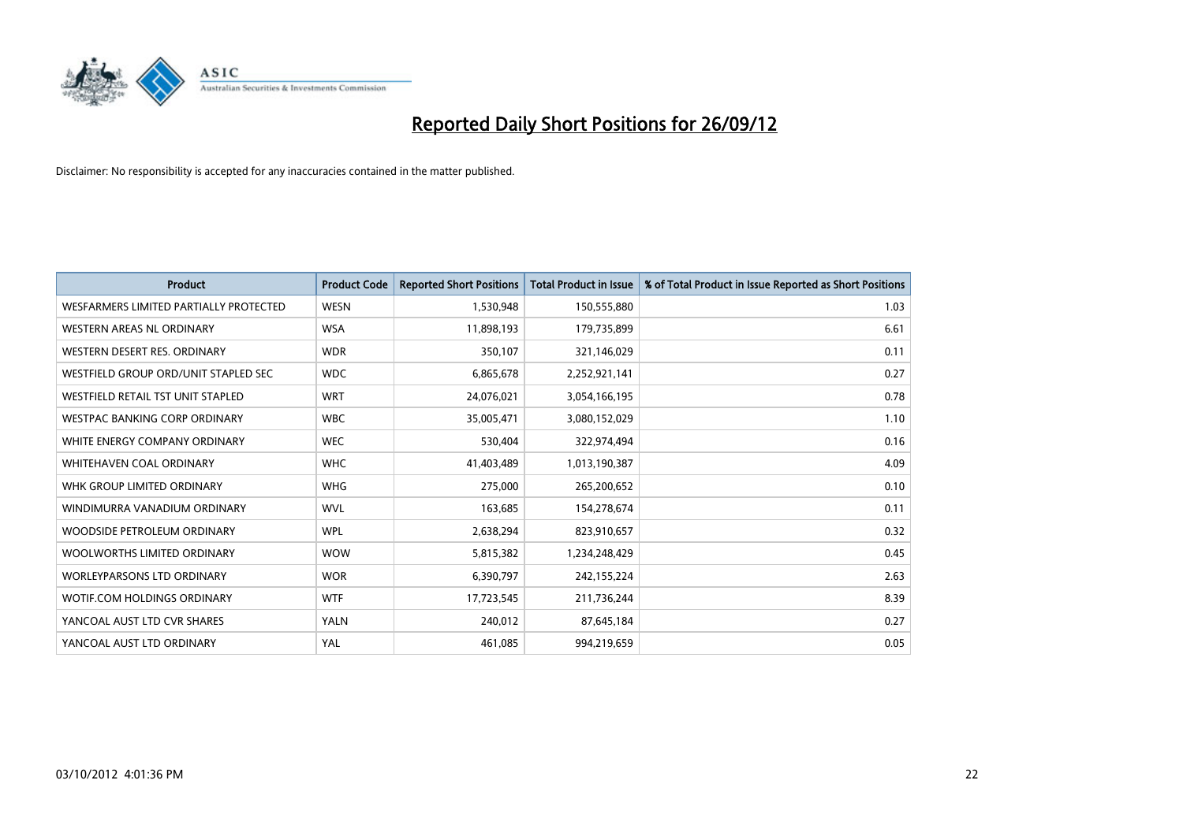# Reported Daily Short Positions for 26/09/12

Disclaimer: No responsibility is accepted for any inaccuracies contained in the matter published.

| Product | Product Code | Reported Short Positions | Total Product in Issue | % of Total Product in Issue Reported as Short Positions |
|---|---|---|---|---|
| WESFARMERS LIMITED PARTIALLY PROTECTED | WESN | 1,530,948 | 150,555,880 | 1.03 |
| WESTERN AREAS NL ORDINARY | WSA | 11,898,193 | 179,735,899 | 6.61 |
| WESTERN DESERT RES. ORDINARY | WDR | 350,107 | 321,146,029 | 0.11 |
| WESTFIELD GROUP ORD/UNIT STAPLED SEC | WDC | 6,865,678 | 2,252,921,141 | 0.27 |
| WESTFIELD RETAIL TST UNIT STAPLED | WRT | 24,076,021 | 3,054,166,195 | 0.78 |
| WESTPAC BANKING CORP ORDINARY | WBC | 35,005,471 | 3,080,152,029 | 1.10 |
| WHITE ENERGY COMPANY ORDINARY | WEC | 530,404 | 322,974,494 | 0.16 |
| WHITEHAVEN COAL ORDINARY | WHC | 41,403,489 | 1,013,190,387 | 4.09 |
| WHK GROUP LIMITED ORDINARY | WHG | 275,000 | 265,200,652 | 0.10 |
| WINDIMURRA VANADIUM ORDINARY | WVL | 163,685 | 154,278,674 | 0.11 |
| WOODSIDE PETROLEUM ORDINARY | WPL | 2,638,294 | 823,910,657 | 0.32 |
| WOOLWORTHS LIMITED ORDINARY | WOW | 5,815,382 | 1,234,248,429 | 0.45 |
| WORLEYPARSONS LTD ORDINARY | WOR | 6,390,797 | 242,155,224 | 2.63 |
| WOTIF.COM HOLDINGS ORDINARY | WTF | 17,723,545 | 211,736,244 | 8.39 |
| YANCOAL AUST LTD CVR SHARES | YALN | 240,012 | 87,645,184 | 0.27 |
| YANCOAL AUST LTD ORDINARY | YAL | 461,085 | 994,219,659 | 0.05 |

03/10/2012 4:01:36 PM